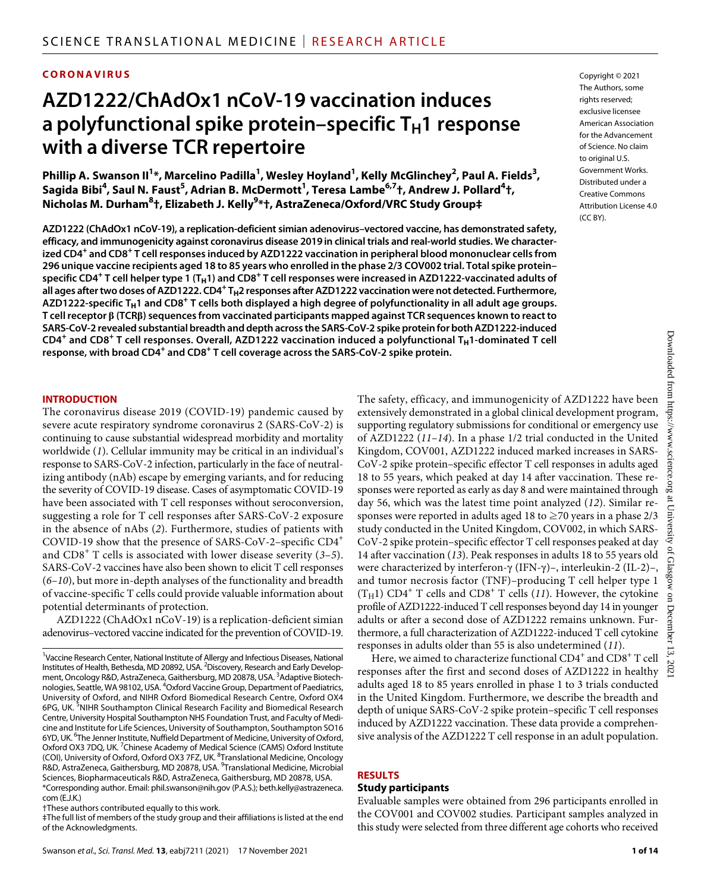**CORONAVIRUS**

# AZD1222/ChAdOx1 nCoV-19 vaccination induces a polyfunctional spike protein–specific $T_H1$ response with a diverse TCR repertoire

**Phillip A. Swanson II[1]\*, Marcelino Padilla[1], Wesley Hoyland[1], Kelly McGlinchey[2], Paul A. Fields[3], Sagida Bibi[4], Saul N. Faust[5], Adrian B. McDermott[1], Teresa Lambe[6,7]†, Andrew J. Pollard[4]†, Nicholas M. Durham[8]†, Elizabeth J. Kelly[9]\*†, AstraZeneca/Oxford/VRC Study Group‡**

Copyright © 2021 The Authors, some rights reserved; exclusive licensee American Association for the Advancement of Science. No claim to original U.S. Government Works. Distributed under a Creative Commons Attribution License 4.0 (CC BY).

**AZD1222 (ChAdOx1 nCoV-19), a replication-deficient simian adenovirus–vectored vaccine, has demonstrated safety, efficacy, and immunogenicity against coronavirus disease 2019 in clinical trials and real-world studies. We characterized $CD4^+$ and $CD8^+$ T cell responses induced by AZD1222 vaccination in peripheral blood mononuclear cells from 296 unique vaccine recipients aged 18 to 85 years who enrolled in the phase 2/3 COV002 trial. Total spike protein–specific $CD4^+$ T cell helper type 1 ($T_H1$) and $CD8^+$ T cell responses were increased in AZD1222-vaccinated adults of all ages after two doses of AZD1222. $CD4^+$ $T_H2$ responses after AZD1222 vaccination were not detected. Furthermore, AZD1222-specific $T_H1$ and $CD8^+$ T cells both displayed a high degree of polyfunctionality in all adult age groups. T cell receptor β (TCRβ) sequences from vaccinated participants mapped against TCR sequences known to react to SARS-CoV-2 revealed substantial breadth and depth across the SARS-CoV-2 spike protein for both AZD1222-induced $CD4^+$ and $CD8^+$ T cell responses. Overall, AZD1222 vaccination induced a polyfunctional $T_H1$-dominated T cell response, with broad $CD4^+$ and $CD8^+$ T cell coverage across the SARS-CoV-2 spike protein.**

## INTRODUCTION

The coronavirus disease 2019 (COVID-19) pandemic caused by severe acute respiratory syndrome coronavirus 2 (SARS-CoV-2) is continuing to cause substantial widespread morbidity and mortality worldwide (*1*). Cellular immunity may be critical in an individual's response to SARS-CoV-2 infection, particularly in the face of neutralizing antibody (nAb) escape by emerging variants, and for reducing the severity of COVID-19 disease. Cases of asymptomatic COVID-19 have been associated with T cell responses without seroconversion, suggesting a role for T cell responses after SARS-CoV-2 exposure in the absence of nAbs (*2*). Furthermore, studies of patients with COVID-19 show that the presence of SARS-CoV-2–specific $CD4^+$ and $CD8^+$ T cells is associated with lower disease severity (*3*–*5*). SARS-CoV-2 vaccines have also been shown to elicit T cell responses (*6*–*10*), but more in-depth analyses of the functionality and breadth of vaccine-specific T cells could provide valuable information about potential determinants of protection.

AZD1222 (ChAdOx1 nCoV-19) is a replication-deficient simian adenovirus–vectored vaccine indicated for the prevention of COVID-19. The safety, efficacy, and immunogenicity of AZD1222 have been extensively demonstrated in a global clinical development program, supporting regulatory submissions for conditional or emergency use of AZD1222 (*11*–*14*). In a phase 1/2 trial conducted in the United Kingdom, COV001, AZD1222 induced marked increases in SARS-CoV-2 spike protein–specific effector T cell responses in adults aged 18 to 55 years, which peaked at day 14 after vaccination. These responses were reported as early as day 8 and were maintained through day 56, which was the latest time point analyzed (*12*). Similar responses were reported in adults aged 18 to ≥70 years in a phase 2/3 study conducted in the United Kingdom, COV002, in which SARS-CoV-2 spike protein–specific effector T cell responses peaked at day 14 after vaccination (*13*). Peak responses in adults 18 to 55 years old were characterized by interferon-γ (IFN-γ)–, interleukin-2 (IL-2)–, and tumor necrosis factor (TNF)–producing T cell helper type 1 ($T_H1$) $CD4^+$ T cells and $CD8^+$ T cells (*11*). However, the cytokine profile of AZD1222-induced T cell responses beyond day 14 in younger adults or after a second dose of AZD1222 remains unknown. Furthermore, a full characterization of AZD1222-induced T cell cytokine responses in adults older than 55 is also undetermined (*11*).

Here, we aimed to characterize functional $CD4^+$ and $CD8^+$ T cell responses after the first and second doses of AZD1222 in healthy adults aged 18 to 85 years enrolled in phase 1 to 3 trials conducted in the United Kingdom. Furthermore, we describe the breadth and depth of unique SARS-CoV-2 spike protein–specific T cell responses induced by AZD1222 vaccination. These data provide a comprehensive analysis of the AZD1222 T cell response in an adult population.

## RESULTS

### Study participants

Evaluable samples were obtained from 296 participants enrolled in the COV001 and COV002 studies. Participant samples analyzed in this study were selected from three different age cohorts who received

---

[1]Vaccine Research Center, National Institute of Allergy and Infectious Diseases, National Institutes of Health, Bethesda, MD 20892, USA. [2]Discovery, Research and Early Development, Oncology R&D, AstraZeneca, Gaithersburg, MD 20878, USA. [3]Adaptive Biotechnologies, Seattle, WA 98102, USA. [4]Oxford Vaccine Group, Department of Paediatrics, University of Oxford, and NIHR Oxford Biomedical Research Centre, Oxford OX4 6PG, UK. [5]NIHR Southampton Clinical Research Facility and Biomedical Research Centre, University Hospital Southampton NHS Foundation Trust, and Faculty of Medicine and Institute for Life Sciences, University of Southampton, Southampton SO16 6YD, UK. [6]The Jenner Institute, Nuffield Department of Medicine, University of Oxford, Oxford OX3 7DQ, UK. [7]Chinese Academy of Medical Science (CAMS) Oxford Institute (COI), University of Oxford, Oxford OX3 7FZ, UK. [8]Translational Medicine, Oncology R&D, AstraZeneca, Gaithersburg, MD 20878, USA. [9]Translational Medicine, Microbial Sciences, Biopharmaceuticals R&D, AstraZeneca, Gaithersburg, MD 20878, USA.

\*Corresponding author. Email: phil.swanson@nih.gov (P.A.S.); beth.kelly@astrazeneca.com (E.J.K.)

†These authors contributed equally to this work.

‡The full list of members of the study group and their affiliations is listed at the end of the Acknowledgments.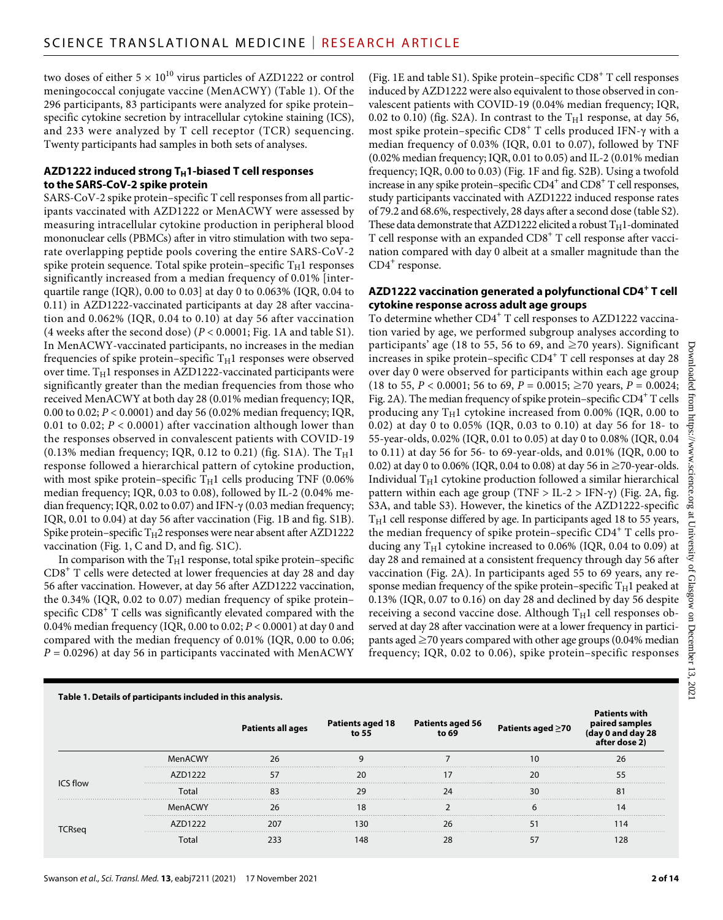two doses of either $5 \times 10^{10}$ virus particles of AZD1222 or control meningococcal conjugate vaccine (MenACWY) (Table 1). Of the 296 participants, 83 participants were analyzed for spike protein–specific cytokine secretion by intracellular cytokine staining (ICS), and 233 were analyzed by T cell receptor (TCR) sequencing. Twenty participants had samples in both sets of analyses.

### AZD1222 induced strong $T_H1$-biased T cell responses to the SARS-CoV-2 spike protein

SARS-CoV-2 spike protein–specific T cell responses from all participants vaccinated with AZD1222 or MenACWY were assessed by measuring intracellular cytokine production in peripheral blood mononuclear cells (PBMCs) after in vitro stimulation with two separate overlapping peptide pools covering the entire SARS-CoV-2 spike protein sequence. Total spike protein–specific $T_H1$ responses significantly increased from a median frequency of 0.01% [interquartile range (IQR), 0.00 to 0.03] at day 0 to 0.063% (IQR, 0.04 to 0.11) in AZD1222-vaccinated participants at day 28 after vaccination and 0.062% (IQR, 0.04 to 0.10) at day 56 after vaccination (4 weeks after the second dose) ($P < 0.0001$; Fig. 1A and table S1). In MenACWY-vaccinated participants, no increases in the median frequencies of spike protein–specific $T_H1$ responses were observed over time. $T_H1$ responses in AZD1222-vaccinated participants were significantly greater than the median frequencies from those who received MenACWY at both day 28 (0.01% median frequency; IQR, 0.00 to 0.02; $P < 0.0001$) and day 56 (0.02% median frequency; IQR, 0.01 to 0.02; $P < 0.0001$) after vaccination although lower than the responses observed in convalescent patients with COVID-19 (0.13% median frequency; IQR, 0.12 to 0.21) (fig. S1A). The $T_H1$ response followed a hierarchical pattern of cytokine production, with most spike protein–specific $T_H1$ cells producing TNF (0.06% median frequency; IQR, 0.03 to 0.08), followed by IL-2 (0.04% median frequency; IQR, 0.02 to 0.07) and IFN-γ (0.03 median frequency; IQR, 0.01 to 0.04) at day 56 after vaccination (Fig. 1B and fig. S1B). Spike protein–specific $T_H2$ responses were near absent after AZD1222 vaccination (Fig. 1, C and D, and fig. S1C).

In comparison with the $T_H1$ response, total spike protein–specific $CD8^+$ T cells were detected at lower frequencies at day 28 and day 56 after vaccination. However, at day 56 after AZD1222 vaccination, the 0.34% (IQR, 0.02 to 0.07) median frequency of spike protein–specific $CD8^+$ T cells was significantly elevated compared with the 0.04% median frequency (IQR, 0.00 to 0.02; $P < 0.0001$) at day 0 and compared with the median frequency of 0.01% (IQR, 0.00 to 0.06; $P = 0.0296$) at day 56 in participants vaccinated with MenACWY (Fig. 1E and table S1). Spike protein–specific $CD8^+$ T cell responses induced by AZD1222 were also equivalent to those observed in convalescent patients with COVID-19 (0.04% median frequency; IQR, 0.02 to 0.10) (fig. S2A). In contrast to the $T_H1$ response, at day 56, most spike protein–specific $CD8^+$ T cells produced IFN-γ with a median frequency of 0.03% (IQR, 0.01 to 0.07), followed by TNF (0.02% median frequency; IQR, 0.01 to 0.05) and IL-2 (0.01% median frequency; IQR, 0.00 to 0.03) (Fig. 1F and fig. S2B). Using a twofold increase in any spike protein–specific $CD4^+$ and $CD8^+$ T cell responses, study participants vaccinated with AZD1222 induced response rates of 79.2 and 68.6%, respectively, 28 days after a second dose (table S2). These data demonstrate that AZD1222 elicited a robust $T_H1$-dominated T cell response with an expanded $CD8^+$ T cell response after vaccination compared with day 0 albeit at a smaller magnitude than the $CD4^+$ response.

### AZD1222 vaccination generated a polyfunctional $CD4^+$ T cell cytokine response across adult age groups

To determine whether $CD4^+$ T cell responses to AZD1222 vaccination varied by age, we performed subgroup analyses according to participants' age (18 to 55, 56 to 69, and ≥70 years). Significant increases in spike protein–specific $CD4^+$ T cell responses at day 28 over day 0 were observed for participants within each age group (18 to 55, $P < 0.0001$; 56 to 69, $P = 0.0015$; ≥70 years, $P = 0.0024$; Fig. 2A). The median frequency of spike protein–specific $CD4^+$ T cells producing any $T_H1$ cytokine increased from 0.00% (IQR, 0.00 to 0.02) at day 0 to 0.05% (IQR, 0.03 to 0.10) at day 56 for 18- to 55-year-olds, 0.02% (IQR, 0.01 to 0.05) at day 0 to 0.08% (IQR, 0.04 to 0.11) at day 56 for 56- to 69-year-olds, and 0.01% (IQR, 0.00 to 0.02) at day 0 to 0.06% (IQR, 0.04 to 0.08) at day 56 in ≥70-year-olds. Individual $T_H1$ cytokine production followed a similar hierarchical pattern within each age group (TNF > IL-2 > IFN-γ) (Fig. 2A, fig. S3A, and table S3). However, the kinetics of the AZD1222-specific $T_H1$ cell response differed by age. In participants aged 18 to 55 years, the median frequency of spike protein–specific $CD4^+$ T cells producing any $T_H1$ cytokine increased to 0.06% (IQR, 0.04 to 0.09) at day 28 and remained at a consistent frequency through day 56 after vaccination (Fig. 2A). In participants aged 55 to 69 years, any response median frequency of the spike protein–specific $T_H1$ peaked at 0.13% (IQR, 0.07 to 0.16) on day 28 and declined by day 56 despite receiving a second vaccine dose. Although $T_H1$ cell responses observed at day 28 after vaccination were at a lower frequency in participants aged ≥70 years compared with other age groups (0.04% median frequency; IQR, 0.02 to 0.06), spike protein–specific responses

**Table 1. Details of participants included in this analysis.**

| | | Patients all ages | Patients aged 18 to 55 | Patients aged 56 to 69 | Patients aged ≥70 | Patients with paired samples (day 0 and day 28 after dose 2) |
|---|---|---|---|---|---|---|
| ICS flow | MenACWY | 26 | 9 | 7 | 10 | 26 |
| | AZD1222 | 57 | 20 | 17 | 20 | 55 |
| | Total | 83 | 29 | 24 | 30 | 81 |
| TCRseq | MenACWY | 26 | 18 | 2 | 6 | 14 |
| | AZD1222 | 207 | 130 | 26 | 51 | 114 |
| | Total | 233 | 148 | 28 | 57 | 128 |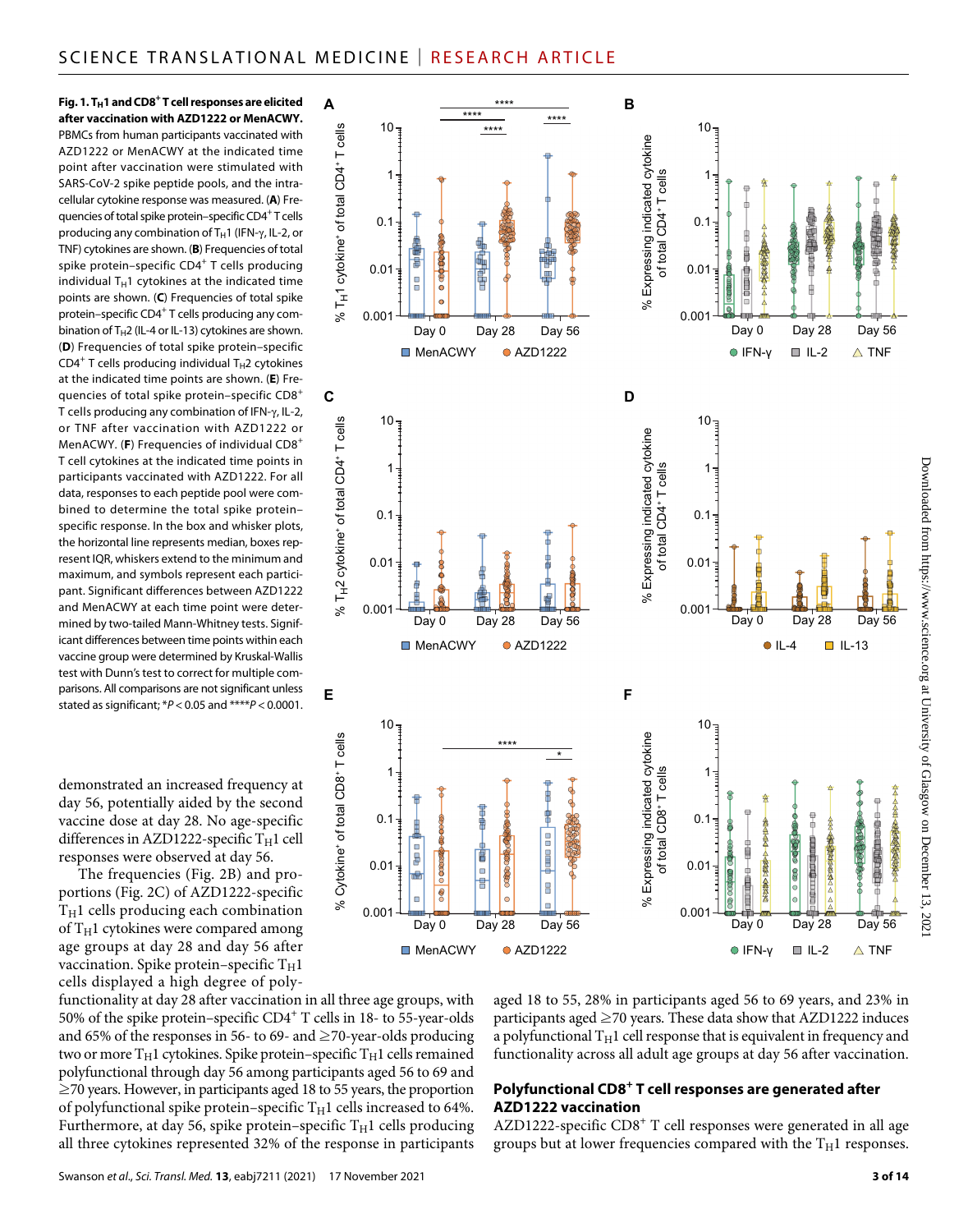**Fig. 1. $T_H1$ and $CD8^+$ T cell responses are elicited after vaccination with AZD1222 or MenACWY.** PBMCs from human participants vaccinated with AZD1222 or MenACWY at the indicated time point after vaccination were stimulated with SARS-CoV-2 spike peptide pools, and the intracellular cytokine response was measured. (**A**) Frequencies of total spike protein–specific $CD4^+$ T cells producing any combination of $T_H1$ (IFN-γ, IL-2, or TNF) cytokines are shown. (**B**) Frequencies of total spike protein–specific $CD4^+$ T cells producing individual $T_H1$ cytokines at the indicated time points are shown. (**C**) Frequencies of total spike protein–specific $CD4^+$ T cells producing any combination of $T_H2$ (IL-4 or IL-13) cytokines are shown. (**D**) Frequencies of total spike protein–specific $CD4^+$ T cells producing individual $T_H2$ cytokines at the indicated time points are shown. (**E**) Frequencies of total spike protein–specific $CD8^+$ T cells producing any combination of IFN-γ, IL-2, or TNF after vaccination with AZD1222 or MenACWY. (**F**) Frequencies of individual $CD8^+$ T cell cytokines at the indicated time points in participants vaccinated with AZD1222. For all data, responses to each peptide pool were combined to determine the total spike protein–specific response. In the box and whisker plots, the horizontal line represents median, boxes represent IQR, whiskers extend to the minimum and maximum, and symbols represent each participant. Significant differences between AZD1222 and MenACWY at each time point were determined by two-tailed Mann-Whitney tests. Significant differences between time points within each vaccine group were determined by Kruskal-Wallis test with Dunn's test to correct for multiple comparisons. All comparisons are not significant unless stated as significant; $*P < 0.05$ and $****P < 0.0001$.

demonstrated an increased frequency at day 56, potentially aided by the second vaccine dose at day 28. No age-specific differences in AZD1222-specific $T_H1$ cell responses were observed at day 56.

The frequencies (Fig. 2B) and proportions (Fig. 2C) of AZD1222-specific $T_H1$ cells producing each combination of $T_H1$ cytokines were compared among age groups at day 28 and day 56 after vaccination. Spike protein–specific $T_H1$ cells displayed a high degree of polyfunctionality at day 28 after vaccination in all three age groups, with 50% of the spike protein–specific $CD4^+$ T cells in 18- to 55-year-olds and 65% of the responses in 56- to 69- and ≥70-year-olds producing two or more $T_H1$ cytokines. Spike protein–specific $T_H1$ cells remained polyfunctional through day 56 among participants aged 56 to 69 and ≥70 years. However, in participants aged 18 to 55 years, the proportion of polyfunctional spike protein–specific $T_H1$ cells increased to 64%. Furthermore, at day 56, spike protein–specific $T_H1$ cells producing all three cytokines represented 32% of the response in participants aged 18 to 55, 28% in participants aged 56 to 69 years, and 23% in participants aged ≥70 years. These data show that AZD1222 induces a polyfunctional $T_H1$ cell response that is equivalent in frequency and functionality across all adult age groups at day 56 after vaccination.

## Polyfunctional $CD8^+$ T cell responses are generated after AZD1222 vaccination

AZD1222-specific $CD8^+$ T cell responses were generated in all age groups but at lower frequencies compared with the $T_H1$ responses.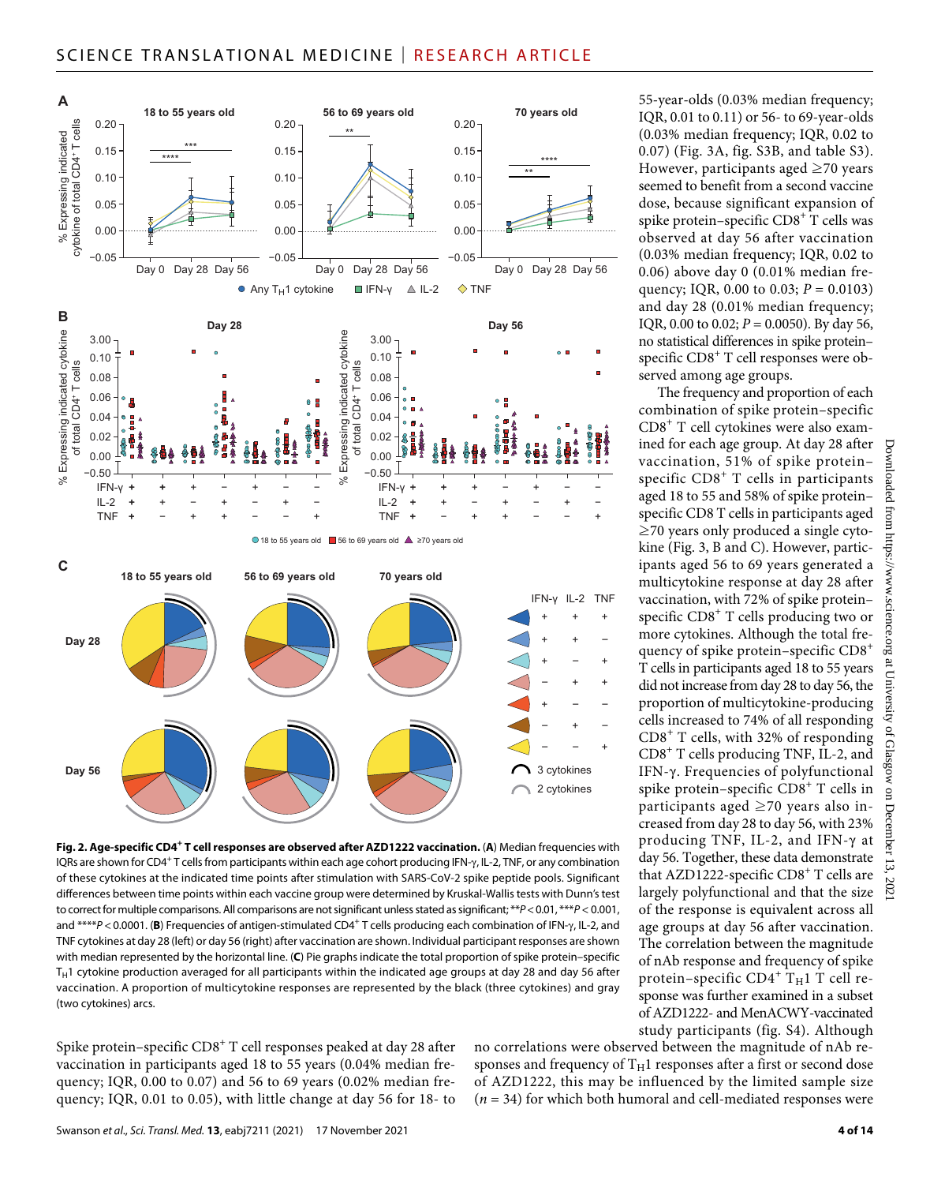55-year-olds (0.03% median frequency; IQR, 0.01 to 0.11) or 56- to 69-year-olds (0.03% median frequency; IQR, 0.02 to 0.07) (Fig. 3A, fig. S3B, and table S3). However, participants aged ≥70 years seemed to benefit from a second vaccine dose, because significant expansion of spike protein–specific CD8$^+$ T cells was observed at day 56 after vaccination (0.03% median frequency; IQR, 0.02 to 0.06) above day 0 (0.01% median frequency; IQR, 0.00 to 0.03; $P = 0.0103$) and day 28 (0.01% median frequency; IQR, 0.00 to 0.02; $P = 0.0050$). By day 56, no statistical differences in spike protein–specific CD8$^+$ T cell responses were observed among age groups.

The frequency and proportion of each combination of spike protein–specific CD8$^+$ T cell cytokines were also examined for each age group. At day 28 after vaccination, 51% of spike protein–specific CD8$^+$ T cells in participants aged 18 to 55 and 58% of spike protein–specific CD8 T cells in participants aged ≥70 years only produced a single cytokine (Fig. 3, B and C). However, participants aged 56 to 69 years generated a multicytokine response at day 28 after vaccination, with 72% of spike protein–specific CD8$^+$ T cells producing two or more cytokines. Although the total frequency of spike protein–specific CD8$^+$ T cells in participants aged 18 to 55 years did not increase from day 28 to day 56, the proportion of multicytokine-producing cells increased to 74% of all responding CD8$^+$ T cells, with 32% of responding CD8$^+$ T cells producing TNF, IL-2, and IFN-γ. Frequencies of polyfunctional spike protein–specific CD8$^+$ T cells in participants aged ≥70 years also increased from day 28 to day 56, with 23% producing TNF, IL-2, and IFN-γ at day 56. Together, these data demonstrate that AZD1222-specific CD8$^+$ T cells are largely polyfunctional and that the size of the response is equivalent across all age groups at day 56 after vaccination.

The correlation between the magnitude of nAb response and frequency of spike protein–specific CD4$^+$ $T_H1$ T cell response was further examined in a subset of AZD1222- and MenACWY-vaccinated study participants (fig. S4). Although no correlations were observed between the magnitude of nAb responses and frequency of $T_H1$ responses after a first or second dose of AZD1222, this may be influenced by the limited sample size ($n = 34$) for which both humoral and cell-mediated responses were

**Fig. 2. Age-specific CD4$^+$ T cell responses are observed after AZD1222 vaccination.** (**A**) Median frequencies with IQRs are shown for CD4$^+$ T cells from participants within each age cohort producing IFN-γ, IL-2, TNF, or any combination of these cytokines at the indicated time points after stimulation with SARS-CoV-2 spike peptide pools. Significant differences between time points within each vaccine group were determined by Kruskal-Wallis tests with Dunn's test to correct for multiple comparisons. All comparisons are not significant unless stated as significant; **$P < 0.01$, ***$P < 0.001$, and ****$P < 0.0001$. (**B**) Frequencies of antigen-stimulated CD4$^+$ T cells producing each combination of IFN-γ, IL-2, and TNF cytokines at day 28 (left) or day 56 (right) after vaccination are shown. Individual participant responses are shown with median represented by the horizontal line. (**C**) Pie graphs indicate the total proportion of spike protein–specific $T_H1$ cytokine production averaged for all participants within the indicated age groups at day 28 and day 56 after vaccination. A proportion of multicytokine responses are represented by the black (three cytokines) and gray (two cytokines) arcs.

Spike protein–specific CD8$^+$ T cell responses peaked at day 28 after vaccination in participants aged 18 to 55 years (0.04% median frequency; IQR, 0.00 to 0.07) and 56 to 69 years (0.02% median frequency; IQR, 0.01 to 0.05), with little change at day 56 for 18- to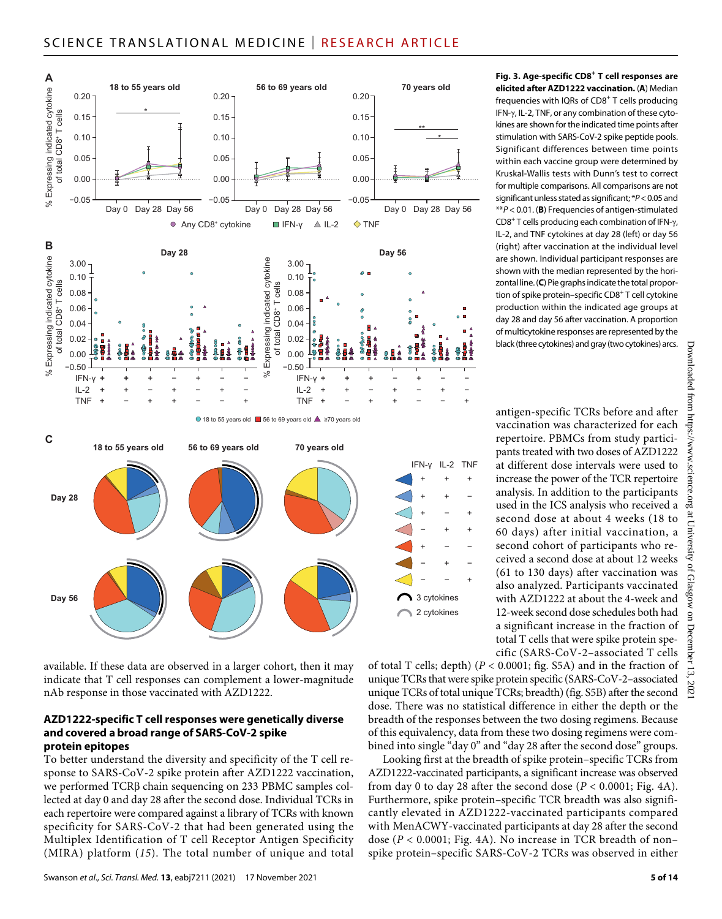**Fig. 3. Age-specific $CD8^+$ T cell responses are elicited after AZD1222 vaccination.** (**A**) Median frequencies with IQRs of $CD8^+$ T cells producing IFN-γ, IL-2, TNF, or any combination of these cytokines are shown for the indicated time points after stimulation with SARS-CoV-2 spike peptide pools. Significant differences between time points within each vaccine group were determined by Kruskal-Wallis tests with Dunn's test to correct for multiple comparisons. All comparisons are not significant unless stated as significant; \*$P < 0.05$ and \*\*$P < 0.01$. (**B**) Frequencies of antigen-stimulated $CD8^+$ T cells producing each combination of IFN-γ, IL-2, and TNF cytokines at day 28 (left) or day 56 (right) after vaccination at the individual level are shown. Individual participant responses are shown with the median represented by the horizontal line. (**C**) Pie graphs indicate the total proportion of spike protein–specific $CD8^+$ T cell cytokine production within the indicated age groups at day 28 and day 56 after vaccination. A proportion of multicytokine responses are represented by the black (three cytokines) and gray (two cytokines) arcs.

available. If these data are observed in a larger cohort, then it may indicate that T cell responses can complement a lower-magnitude nAb response in those vaccinated with AZD1222.

### AZD1222-specific T cell responses were genetically diverse and covered a broad range of SARS-CoV-2 spike protein epitopes

To better understand the diversity and specificity of the T cell response to SARS-CoV-2 spike protein after AZD1222 vaccination, we performed TCRβ chain sequencing on 233 PBMC samples collected at day 0 and day 28 after the second dose. Individual TCRs in each repertoire were compared against a library of TCRs with known specificity for SARS-CoV-2 that had been generated using the Multiplex Identification of T cell Receptor Antigen Specificity (MIRA) platform (*15*). The total number of unique and total antigen-specific TCRs before and after vaccination was characterized for each repertoire. PBMCs from study participants treated with two doses of AZD1222 at different dose intervals were used to increase the power of the TCR repertoire analysis. In addition to the participants used in the ICS analysis who received a second dose at about 4 weeks (18 to 60 days) after initial vaccination, a second cohort of participants who received a second dose at about 12 weeks (61 to 130 days) after vaccination was also analyzed. Participants vaccinated with AZD1222 at about the 4-week and 12-week second dose schedules both had a significant increase in the fraction of total T cells that were spike protein specific (SARS-CoV-2–associated T cells of total T cells; depth) ($P < 0.0001$; fig. S5A) and in the fraction of unique TCRs that were spike protein specific (SARS-CoV-2–associated unique TCRs of total unique TCRs; breadth) (fig. S5B) after the second dose. There was no statistical difference in either the depth or the breadth of the responses between the two dosing regimens. Because of this equivalency, data from these two dosing regimens were combined into single "day 0" and "day 28 after the second dose" groups.

Looking first at the breadth of spike protein–specific TCRs from AZD1222-vaccinated participants, a significant increase was observed from day 0 to day 28 after the second dose ($P < 0.0001$; Fig. 4A). Furthermore, spike protein–specific TCR breadth was also significantly elevated in AZD1222-vaccinated participants compared with MenACWY-vaccinated participants at day 28 after the second dose ($P < 0.0001$; Fig. 4A). No increase in TCR breadth of non–spike protein–specific SARS-CoV-2 TCRs was observed in either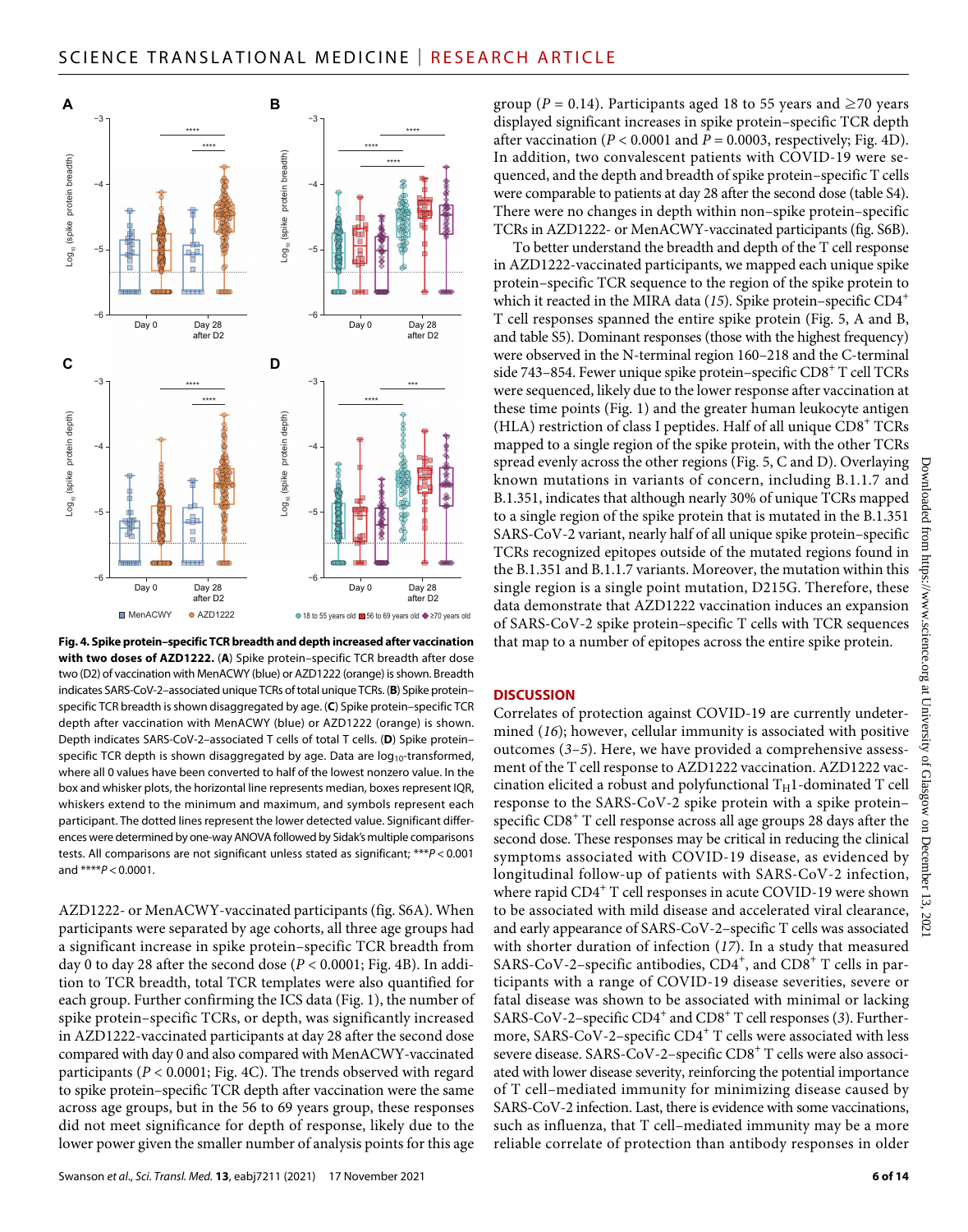**Fig. 4. Spike protein–specific TCR breadth and depth increased after vaccination with two doses of AZD1222.** (**A**) Spike protein–specific TCR breadth after dose two (D2) of vaccination with MenACWY (blue) or AZD1222 (orange) is shown. Breadth indicates SARS-CoV-2–associated unique TCRs of total unique TCRs. (**B**) Spike protein–specific TCR breadth is shown disaggregated by age. (**C**) Spike protein–specific TCR depth after vaccination with MenACWY (blue) or AZD1222 (orange) is shown. Depth indicates SARS-CoV-2–associated T cells of total T cells. (**D**) Spike protein–specific TCR depth is shown disaggregated by age. Data are $\log_{10}$-transformed, where all 0 values have been converted to half of the lowest nonzero value. In the box and whisker plots, the horizontal line represents median, boxes represent IQR, whiskers extend to the minimum and maximum, and symbols represent each participant. The dotted lines represent the lower detected value. Significant differences were determined by one-way ANOVA followed by Sidak's multiple comparisons tests. All comparisons are not significant unless stated as significant; \*\*\*$P < 0.001$ and \*\*\*\*$P < 0.0001$.

AZD1222- or MenACWY-vaccinated participants (fig. S6A). When participants were separated by age cohorts, all three age groups had a significant increase in spike protein–specific TCR breadth from day 0 to day 28 after the second dose ($P < 0.0001$; Fig. 4B). In addition to TCR breadth, total TCR templates were also quantified for each group. Further confirming the ICS data (Fig. 1), the number of spike protein–specific TCRs, or depth, was significantly increased in AZD1222-vaccinated participants at day 28 after the second dose compared with day 0 and also compared with MenACWY-vaccinated participants ($P < 0.0001$; Fig. 4C). The trends observed with regard to spike protein–specific TCR depth after vaccination were the same across age groups, but in the 56 to 69 years group, these responses did not meet significance for depth of response, likely due to the lower power given the smaller number of analysis points for this age group ($P = 0.14$). Participants aged 18 to 55 years and ≥70 years displayed significant increases in spike protein–specific TCR depth after vaccination ($P < 0.0001$ and $P = 0.0003$, respectively; Fig. 4D). In addition, two convalescent patients with COVID-19 were sequenced, and the depth and breadth of spike protein–specific T cells were comparable to patients at day 28 after the second dose (table S4). There were no changes in depth within non–spike protein–specific TCRs in AZD1222- or MenACWY-vaccinated participants (fig. S6B).

To better understand the breadth and depth of the T cell response in AZD1222-vaccinated participants, we mapped each unique spike protein–specific TCR sequence to the region of the spike protein to which it reacted in the MIRA data (*15*). Spike protein–specific $CD4^+$ T cell responses spanned the entire spike protein (Fig. 5, A and B, and table S5). Dominant responses (those with the highest frequency) were observed in the N-terminal region 160–218 and the C-terminal side 743–854. Fewer unique spike protein–specific $CD8^+$ T cell TCRs were sequenced, likely due to the lower response after vaccination at these time points (Fig. 1) and the greater human leukocyte antigen (HLA) restriction of class I peptides. Half of all unique $CD8^+$ TCRs mapped to a single region of the spike protein, with the other TCRs spread evenly across the other regions (Fig. 5, C and D). Overlaying known mutations in variants of concern, including B.1.1.7 and B.1.351, indicates that although nearly 30% of unique TCRs mapped to a single region of the spike protein that is mutated in the B.1.351 SARS-CoV-2 variant, nearly half of all unique spike protein–specific TCRs recognized epitopes outside of the mutated regions found in the B.1.351 and B.1.1.7 variants. Moreover, the mutation within this single region is a single point mutation, D215G. Therefore, these data demonstrate that AZD1222 vaccination induces an expansion of SARS-CoV-2 spike protein–specific T cells with TCR sequences that map to a number of epitopes across the entire spike protein.

## DISCUSSION

Correlates of protection against COVID-19 are currently undetermined (*16*); however, cellular immunity is associated with positive outcomes (*3*–*5*). Here, we have provided a comprehensive assessment of the T cell response to AZD1222 vaccination. AZD1222 vaccination elicited a robust and polyfunctional $T_H1$-dominated T cell response to the SARS-CoV-2 spike protein with a spike protein–specific $CD8^+$ T cell response across all age groups 28 days after the second dose. These responses may be critical in reducing the clinical symptoms associated with COVID-19 disease, as evidenced by longitudinal follow-up of patients with SARS-CoV-2 infection, where rapid $CD4^+$ T cell responses in acute COVID-19 were shown to be associated with mild disease and accelerated viral clearance, and early appearance of SARS-CoV-2–specific T cells was associated with shorter duration of infection (*17*). In a study that measured SARS-CoV-2–specific antibodies, $CD4^+$, and $CD8^+$ T cells in participants with a range of COVID-19 disease severities, severe or fatal disease was shown to be associated with minimal or lacking SARS-CoV-2–specific $CD4^+$ and $CD8^+$ T cell responses (*3*). Furthermore, SARS-CoV-2–specific $CD4^+$ T cells were associated with less severe disease. SARS-CoV-2–specific $CD8^+$ T cells were also associated with lower disease severity, reinforcing the potential importance of T cell–mediated immunity for minimizing disease caused by SARS-CoV-2 infection. Last, there is evidence with some vaccinations, such as influenza, that T cell–mediated immunity may be a more reliable correlate of protection than antibody responses in older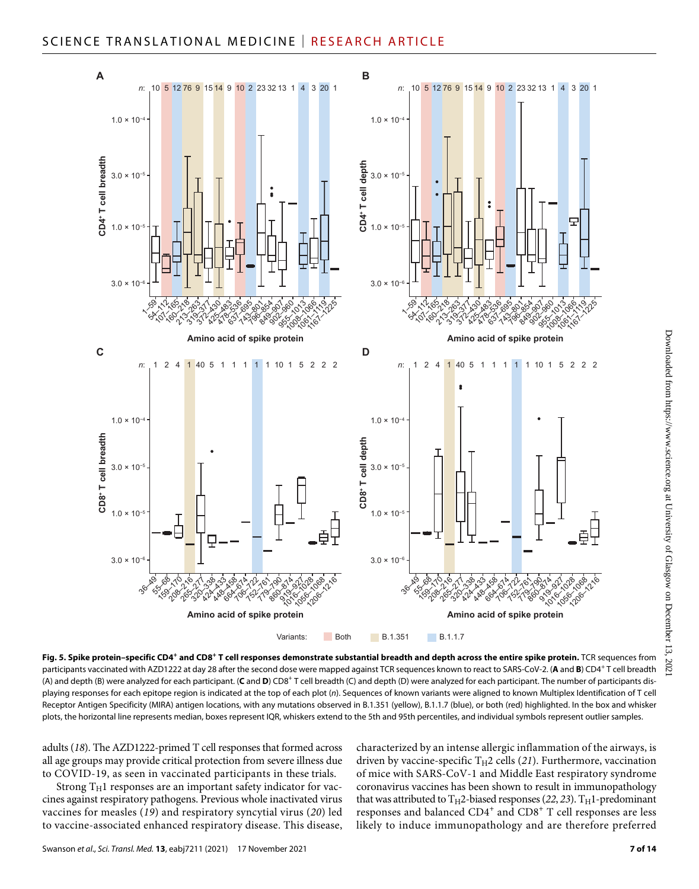**Fig. 5. Spike protein–specific $CD4^+$ and $CD8^+$ T cell responses demonstrate substantial breadth and depth across the entire spike protein.** TCR sequences from participants vaccinated with AZD1222 at day 28 after the second dose were mapped against TCR sequences known to react to SARS-CoV-2. (**A** and **B**) $CD4^+$ T cell breadth (A) and depth (B) were analyzed for each participant. (**C** and **D**) $CD8^+$ T cell breadth (C) and depth (D) were analyzed for each participant. The number of participants displaying responses for each epitope region is indicated at the top of each plot (*n*). Sequences of known variants were aligned to known Multiplex Identification of T cell Receptor Antigen Specificity (MIRA) antigen locations, with any mutations observed in B.1.351 (yellow), B.1.1.7 (blue), or both (red) highlighted. In the box and whisker plots, the horizontal line represents median, boxes represent IQR, whiskers extend to the 5th and 95th percentiles, and individual symbols represent outlier samples.

adults (*18*). The AZD1222-primed T cell responses that formed across all age groups may provide critical protection from severe illness due to COVID-19, as seen in vaccinated participants in these trials.

Strong $T_H1$ responses are an important safety indicator for vaccines against respiratory pathogens. Previous whole inactivated virus vaccines for measles (*19*) and respiratory syncytial virus (*20*) led to vaccine-associated enhanced respiratory disease. This disease, characterized by an intense allergic inflammation of the airways, is driven by vaccine-specific $T_H2$ cells (*21*). Furthermore, vaccination of mice with SARS-CoV-1 and Middle East respiratory syndrome coronavirus vaccines has been shown to result in immunopathology that was attributed to $T_H2$-biased responses (*22*, *23*). $T_H1$-predominant responses and balanced $CD4^+$ and $CD8^+$ T cell responses are less likely to induce immunopathology and are therefore preferred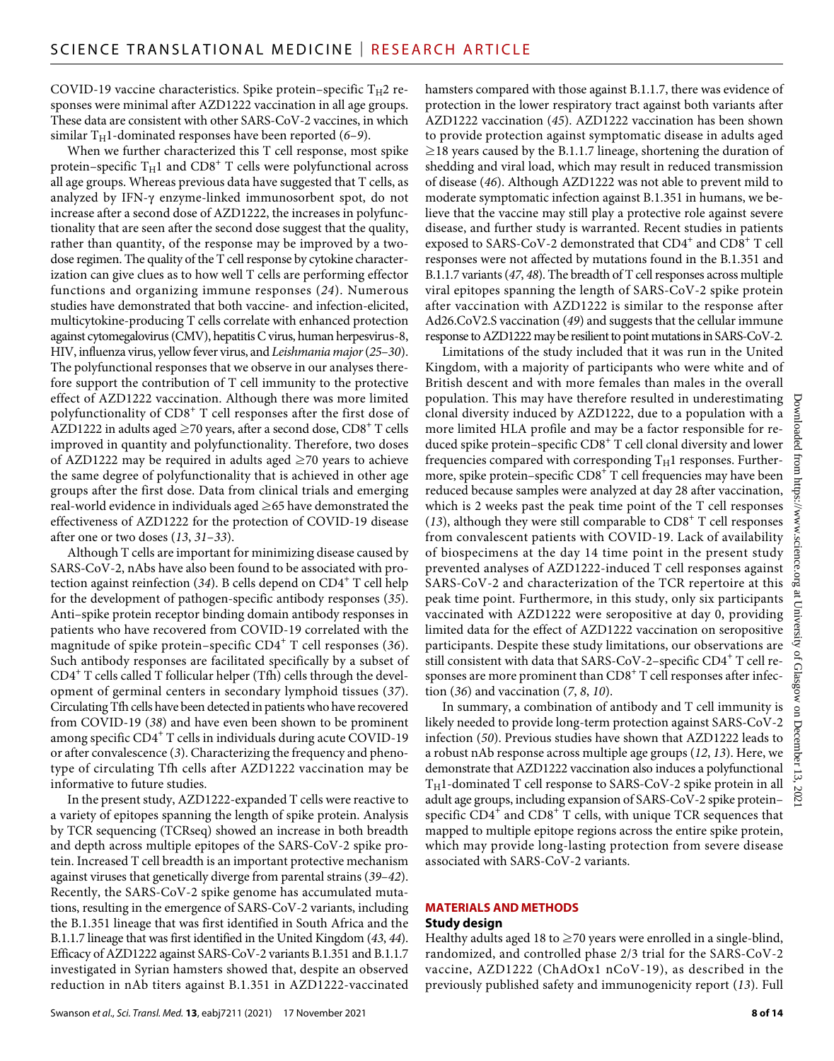COVID-19 vaccine characteristics. Spike protein–specific $T_H2$ responses were minimal after AZD1222 vaccination in all age groups. These data are consistent with other SARS-CoV-2 vaccines, in which similar $T_H1$-dominated responses have been reported (*6*–*9*).

When we further characterized this T cell response, most spike protein–specific $T_H1$ and $CD8^+$ T cells were polyfunctional across all age groups. Whereas previous data have suggested that T cells, as analyzed by IFN-γ enzyme-linked immunosorbent spot, do not increase after a second dose of AZD1222, the increases in polyfunctionality that are seen after the second dose suggest that the quality, rather than quantity, of the response may be improved by a two-dose regimen. The quality of the T cell response by cytokine characterization can give clues as to how well T cells are performing effector functions and organizing immune responses (*24*). Numerous studies have demonstrated that both vaccine- and infection-elicited, multicytokine-producing T cells correlate with enhanced protection against cytomegalovirus (CMV), hepatitis C virus, human herpesvirus-8, HIV, influenza virus, yellow fever virus, and *Leishmania major* (*25*–*30*). The polyfunctional responses that we observe in our analyses therefore support the contribution of T cell immunity to the protective effect of AZD1222 vaccination. Although there was more limited polyfunctionality of $CD8^+$ T cell responses after the first dose of AZD1222 in adults aged ≥70 years, after a second dose, $CD8^+$ T cells improved in quantity and polyfunctionality. Therefore, two doses of AZD1222 may be required in adults aged ≥70 years to achieve the same degree of polyfunctionality that is achieved in other age groups after the first dose. Data from clinical trials and emerging real-world evidence in individuals aged ≥65 have demonstrated the effectiveness of AZD1222 for the protection of COVID-19 disease after one or two doses (*13*, *31*–*33*).

Although T cells are important for minimizing disease caused by SARS-CoV-2, nAbs have also been found to be associated with protection against reinfection (*34*). B cells depend on $CD4^+$ T cell help for the development of pathogen-specific antibody responses (*35*). Anti–spike protein receptor binding domain antibody responses in patients who have recovered from COVID-19 correlated with the magnitude of spike protein–specific $CD4^+$ T cell responses (*36*). Such antibody responses are facilitated specifically by a subset of $CD4^+$ T cells called T follicular helper (Tfh) cells through the development of germinal centers in secondary lymphoid tissues (*37*). Circulating Tfh cells have been detected in patients who have recovered from COVID-19 (*38*) and have even been shown to be prominent among specific $CD4^+$ T cells in individuals during acute COVID-19 or after convalescence (*3*). Characterizing the frequency and phenotype of circulating Tfh cells after AZD1222 vaccination may be informative to future studies.

In the present study, AZD1222-expanded T cells were reactive to a variety of epitopes spanning the length of spike protein. Analysis by TCR sequencing (TCRseq) showed an increase in both breadth and depth across multiple epitopes of the SARS-CoV-2 spike protein. Increased T cell breadth is an important protective mechanism against viruses that genetically diverge from parental strains (*39*–*42*). Recently, the SARS-CoV-2 spike genome has accumulated mutations, resulting in the emergence of SARS-CoV-2 variants, including the B.1.351 lineage that was first identified in South Africa and the B.1.1.7 lineage that was first identified in the United Kingdom (*43*, *44*). Efficacy of AZD1222 against SARS-CoV-2 variants B.1.351 and B.1.1.7 investigated in Syrian hamsters showed that, despite an observed reduction in nAb titers against B.1.351 in AZD1222-vaccinated hamsters compared with those against B.1.1.7, there was evidence of protection in the lower respiratory tract against both variants after AZD1222 vaccination (*45*). AZD1222 vaccination has been shown to provide protection against symptomatic disease in adults aged ≥18 years caused by the B.1.1.7 lineage, shortening the duration of shedding and viral load, which may result in reduced transmission of disease (*46*). Although AZD1222 was not able to prevent mild to moderate symptomatic infection against B.1.351 in humans, we believe that the vaccine may still play a protective role against severe disease, and further study is warranted. Recent studies in patients exposed to SARS-CoV-2 demonstrated that $CD4^+$ and $CD8^+$ T cell responses were not affected by mutations found in the B.1.351 and B.1.1.7 variants (*47*, *48*). The breadth of T cell responses across multiple viral epitopes spanning the length of SARS-CoV-2 spike protein after vaccination with AZD1222 is similar to the response after Ad26.CoV2.S vaccination (*49*) and suggests that the cellular immune response to AZD1222 may be resilient to point mutations in SARS-CoV-2.

Limitations of the study included that it was run in the United Kingdom, with a majority of participants who were white and of British descent and with more females than males in the overall population. This may have therefore resulted in underestimating clonal diversity induced by AZD1222, due to a population with a more limited HLA profile and may be a factor responsible for reduced spike protein–specific $CD8^+$ T cell clonal diversity and lower frequencies compared with corresponding $T_H1$ responses. Furthermore, spike protein–specific $CD8^+$ T cell frequencies may have been reduced because samples were analyzed at day 28 after vaccination, which is 2 weeks past the peak time point of the T cell responses (*13*), although they were still comparable to $CD8^+$ T cell responses from convalescent patients with COVID-19. Lack of availability of biospecimens at the day 14 time point in the present study prevented analyses of AZD1222-induced T cell responses against SARS-CoV-2 and characterization of the TCR repertoire at this peak time point. Furthermore, in this study, only six participants vaccinated with AZD1222 were seropositive at day 0, providing limited data for the effect of AZD1222 vaccination on seropositive participants. Despite these study limitations, our observations are still consistent with data that SARS-CoV-2–specific $CD4^+$ T cell responses are more prominent than $CD8^+$ T cell responses after infection (*36*) and vaccination (*7*, *8*, *10*).

In summary, a combination of antibody and T cell immunity is likely needed to provide long-term protection against SARS-CoV-2 infection (*50*). Previous studies have shown that AZD1222 leads to a robust nAb response across multiple age groups (*12*, *13*). Here, we demonstrate that AZD1222 vaccination also induces a polyfunctional $T_H1$-dominated T cell response to SARS-CoV-2 spike protein in all adult age groups, including expansion of SARS-CoV-2 spike protein–specific $CD4^+$ and $CD8^+$ T cells, with unique TCR sequences that mapped to multiple epitope regions across the entire spike protein, which may provide long-lasting protection from severe disease associated with SARS-CoV-2 variants.

## MATERIALS AND METHODS

### Study design

Healthy adults aged 18 to ≥70 years were enrolled in a single-blind, randomized, and controlled phase 2/3 trial for the SARS-CoV-2 vaccine, AZD1222 (ChAdOx1 nCoV-19), as described in the previously published safety and immunogenicity report (*13*). Full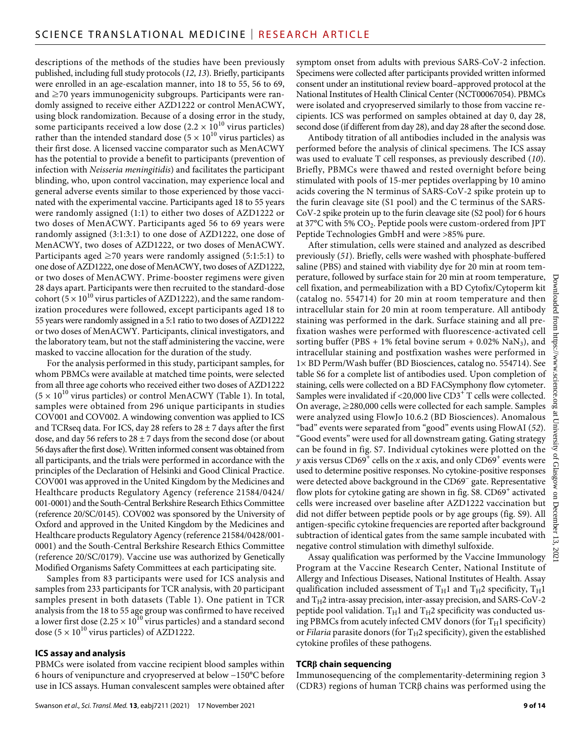descriptions of the methods of the studies have been previously published, including full study protocols (*12*, *13*). Briefly, participants were enrolled in an age-escalation manner, into 18 to 55, 56 to 69, and ≥70 years immunogenicity subgroups. Participants were randomly assigned to receive either AZD1222 or control MenACWY, using block randomization. Because of a dosing error in the study, some participants received a low dose ($2.2 \times 10^{10}$ virus particles) rather than the intended standard dose ($5 \times 10^{10}$ virus particles) as their first dose. A licensed vaccine comparator such as MenACWY has the potential to provide a benefit to participants (prevention of infection with *Neisseria meningitidis*) and facilitates the participant blinding, who, upon control vaccination, may experience local and general adverse events similar to those experienced by those vaccinated with the experimental vaccine. Participants aged 18 to 55 years were randomly assigned (1:1) to either two doses of AZD1222 or two doses of MenACWY. Participants aged 56 to 69 years were randomly assigned (3:1:3:1) to one dose of AZD1222, one dose of MenACWY, two doses of AZD1222, or two doses of MenACWY. Participants aged ≥70 years were randomly assigned (5:1:5:1) to one dose of AZD1222, one dose of MenACWY, two doses of AZD1222, or two doses of MenACWY. Prime-booster regimens were given 28 days apart. Participants were then recruited to the standard-dose cohort ($5 \times 10^{10}$ virus particles of AZD1222), and the same randomization procedures were followed, except participants aged 18 to 55 years were randomly assigned in a 5:1 ratio to two doses of AZD1222 or two doses of MenACWY. Participants, clinical investigators, and the laboratory team, but not the staff administering the vaccine, were masked to vaccine allocation for the duration of the study.

For the analysis performed in this study, participant samples, for whom PBMCs were available at matched time points, were selected from all three age cohorts who received either two doses of AZD1222 ($5 \times 10^{10}$ virus particles) or control MenACWY (Table 1). In total, samples were obtained from 296 unique participants in studies COV001 and COV002. A windowing convention was applied to ICS and TCRseq data. For ICS, day 28 refers to 28 ± 7 days after the first dose, and day 56 refers to 28 ± 7 days from the second dose (or about 56 days after the first dose). Written informed consent was obtained from all participants, and the trials were performed in accordance with the principles of the Declaration of Helsinki and Good Clinical Practice. COV001 was approved in the United Kingdom by the Medicines and Healthcare products Regulatory Agency (reference 21584/0424/001-0001) and the South-Central Berkshire Research Ethics Committee (reference 20/SC/0145). COV002 was sponsored by the University of Oxford and approved in the United Kingdom by the Medicines and Healthcare products Regulatory Agency (reference 21584/0428/001-0001) and the South-Central Berkshire Research Ethics Committee (reference 20/SC/0179). Vaccine use was authorized by Genetically Modified Organisms Safety Committees at each participating site.

Samples from 83 participants were used for ICS analysis and samples from 233 participants for TCR analysis, with 20 participant samples present in both datasets (Table 1). One patient in TCR analysis from the 18 to 55 age group was confirmed to have received a lower first dose ($2.25 \times 10^{10}$ virus particles) and a standard second dose ($5 \times 10^{10}$ virus particles) of AZD1222.

### ICS assay and analysis

PBMCs were isolated from vaccine recipient blood samples within 6 hours of venipuncture and cryopreserved at below −150°C before use in ICS assays. Human convalescent samples were obtained after symptom onset from adults with previous SARS-CoV-2 infection. Specimens were collected after participants provided written informed consent under an institutional review board–approved protocol at the National Institutes of Health Clinical Center (NCT00067054). PBMCs were isolated and cryopreserved similarly to those from vaccine recipients. ICS was performed on samples obtained at day 0, day 28, second dose (if different from day 28), and day 28 after the second dose.

Antibody titration of all antibodies included in the analysis was performed before the analysis of clinical specimens. The ICS assay was used to evaluate T cell responses, as previously described (*10*). Briefly, PBMCs were thawed and rested overnight before being stimulated with pools of 15-mer peptides overlapping by 10 amino acids covering the N terminus of SARS-CoV-2 spike protein up to the furin cleavage site (S1 pool) and the C terminus of the SARS-CoV-2 spike protein up to the furin cleavage site (S2 pool) for 6 hours at 37°C with 5% $CO_2$. Peptide pools were custom-ordered from JPT Peptide Technologies GmbH and were >85% pure.

After stimulation, cells were stained and analyzed as described previously (*51*). Briefly, cells were washed with phosphate-buffered saline (PBS) and stained with viability dye for 20 min at room temperature, followed by surface stain for 20 min at room temperature, cell fixation, and permeabilization with a BD Cytofix/Cytoperm kit (catalog no. 554714) for 20 min at room temperature and then intracellular stain for 20 min at room temperature. All antibody staining was performed in the dark. Surface staining and all prefixation washes were performed with fluorescence-activated cell sorting buffer (PBS + 1% fetal bovine serum + 0.02% $NaN_3$), and intracellular staining and postfixation washes were performed in 1× BD Perm/Wash buffer (BD Biosciences, catalog no. 554714). See table S6 for a complete list of antibodies used. Upon completion of staining, cells were collected on a BD FACSymphony flow cytometer. Samples were invalidated if <20,000 live $CD3^+$ T cells were collected. On average, ≥280,000 cells were collected for each sample. Samples were analyzed using FlowJo 10.6.2 (BD Biosciences). Anomalous "bad" events were separated from "good" events using FlowAI (*52*). "Good events" were used for all downstream gating. Gating strategy can be found in fig. S7. Individual cytokines were plotted on the *y* axis versus $CD69^+$ cells on the *x* axis, and only $CD69^+$ events were used to determine positive responses. No cytokine-positive responses were detected above background in the $CD69^-$ gate. Representative flow plots for cytokine gating are shown in fig. S8. $CD69^+$ activated cells were increased over baseline after AZD1222 vaccination but did not differ between peptide pools or by age groups (fig. S9). All antigen-specific cytokine frequencies are reported after background subtraction of identical gates from the same sample incubated with negative control stimulation with dimethyl sulfoxide.

Assay qualification was performed by the Vaccine Immunology Program at the Vaccine Research Center, National Institute of Allergy and Infectious Diseases, National Institutes of Health. Assay qualification included assessment of $T_H1$ and $T_H2$ specificity, $T_H1$ and $T_H2$ intra-assay precision, inter-assay precision, and SARS-CoV-2 peptide pool validation. $T_H1$ and $T_H2$ specificity was conducted using PBMCs from acutely infected CMV donors (for $T_H1$ specificity) or *Filaria* parasite donors (for $T_H2$ specificity), given the established cytokine profiles of these pathogens.

### TCRβ chain sequencing

Immunosequencing of the complementarity-determining region 3 (CDR3) regions of human TCRβ chains was performed using the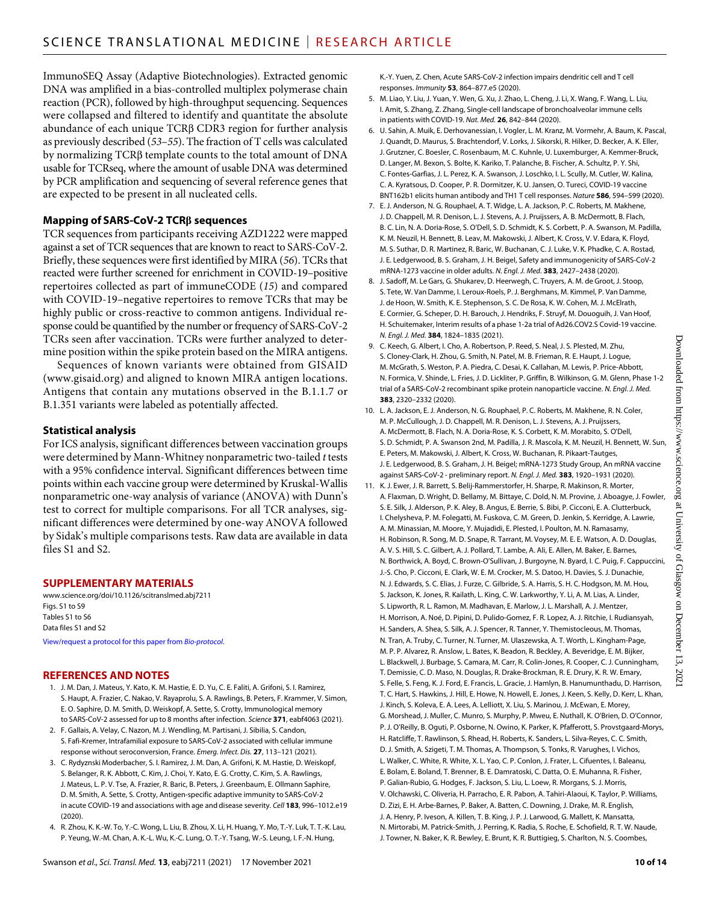ImmunoSEQ Assay (Adaptive Biotechnologies). Extracted genomic DNA was amplified in a bias-controlled multiplex polymerase chain reaction (PCR), followed by high-throughput sequencing. Sequences were collapsed and filtered to identify and quantitate the absolute abundance of each unique TCRβ CDR3 region for further analysis as previously described (*53*–*55*). The fraction of T cells was calculated by normalizing TCRβ template counts to the total amount of DNA usable for TCRseq, where the amount of usable DNA was determined by PCR amplification and sequencing of several reference genes that are expected to be present in all nucleated cells.

### Mapping of SARS-CoV-2 TCRβ sequences

TCR sequences from participants receiving AZD1222 were mapped against a set of TCR sequences that are known to react to SARS-CoV-2. Briefly, these sequences were first identified by MIRA (*56*). TCRs that reacted were further screened for enrichment in COVID-19–positive repertoires collected as part of immuneCODE (*15*) and compared with COVID-19–negative repertoires to remove TCRs that may be highly public or cross-reactive to common antigens. Individual response could be quantified by the number or frequency of SARS-CoV-2 TCRs seen after vaccination. TCRs were further analyzed to determine position within the spike protein based on the MIRA antigens.

Sequences of known variants were obtained from GISAID (www.gisaid.org) and aligned to known MIRA antigen locations. Antigens that contain any mutations observed in the B.1.1.7 or B.1.351 variants were labeled as potentially affected.

### Statistical analysis

For ICS analysis, significant differences between vaccination groups were determined by Mann-Whitney nonparametric two-tailed *t* tests with a 95% confidence interval. Significant differences between time points within each vaccine group were determined by Kruskal-Wallis nonparametric one-way analysis of variance (ANOVA) with Dunn's test to correct for multiple comparisons. For all TCR analyses, significant differences were determined by one-way ANOVA followed by Sidak's multiple comparisons tests. Raw data are available in data files S1 and S2.

## SUPPLEMENTARY MATERIALS

www.science.org/doi/10.1126/scitranslmed.abj7211
Figs. S1 to S9
Tables S1 to S6
Data files S1 and S2

View/request a protocol for this paper from *Bio-protocol*.

## REFERENCES AND NOTES

1. J. M. Dan, J. Mateus, Y. Kato, K. M. Hastie, E. D. Yu, C. E. Faliti, A. Grifoni, S. I. Ramirez, S. Haupt, A. Frazier, C. Nakao, V. Rayaprolu, S. A. Rawlings, B. Peters, F. Krammer, V. Simon, E. O. Saphire, D. M. Smith, D. Weiskopf, A. Sette, S. Crotty, Immunological memory to SARS-CoV-2 assessed for up to 8 months after infection. *Science* **371**, eabf4063 (2021).
2. F. Gallais, A. Velay, C. Nazon, M. J. Wendling, M. Partisani, J. Sibilia, S. Candon, S. Fafi-Kremer, Intrafamilial exposure to SARS-CoV-2 associated with cellular immune response without seroconversion, France. *Emerg. Infect. Dis.* **27**, 113–121 (2021).
3. C. Rydyznski Moderbacher, S. I. Ramirez, J. M. Dan, A. Grifoni, K. M. Hastie, D. Weiskopf, S. Belanger, R. K. Abbott, C. Kim, J. Choi, Y. Kato, E. G. Crotty, C. Kim, S. A. Rawlings, J. Mateus, L. P. V. Tse, A. Frazier, R. Baric, B. Peters, J. Greenbaum, E. Ollmann Saphire, D. M. Smith, A. Sette, S. Crotty, Antigen-specific adaptive immunity to SARS-CoV-2 in acute COVID-19 and associations with age and disease severity. *Cell* **183**, 996–1012.e19 (2020).
4. R. Zhou, K. K.-W. To, Y.-C. Wong, L. Liu, B. Zhou, X. Li, H. Huang, Y. Mo, T.-Y. Luk, T. T.-K. Lau, P. Yeung, W.-M. Chan, A. K.-L. Wu, K.-C. Lung, O. T.-Y. Tsang, W.-S. Leung, I. F.-N. Hung, K.-Y. Yuen, Z. Chen, Acute SARS-CoV-2 infection impairs dendritic cell and T cell responses. *Immunity* **53**, 864–877.e5 (2020).
5. M. Liao, Y. Liu, J. Yuan, Y. Wen, G. Xu, J. Zhao, L. Cheng, J. Li, X. Wang, F. Wang, L. Liu, I. Amit, S. Zhang, Z. Zhang, Single-cell landscape of bronchoalveolar immune cells in patients with COVID-19. *Nat. Med.* **26**, 842–844 (2020).
6. U. Sahin, A. Muik, E. Derhovanessian, I. Vogler, L. M. Kranz, M. Vormehr, A. Baum, K. Pascal, J. Quandt, D. Maurus, S. Brachtendorf, V. Lorks, J. Sikorski, R. Hilker, D. Becker, A. K. Eller, J. Grutzner, C. Boesler, C. Rosenbaum, M. C. Kuhnle, U. Luxemburger, A. Kemmer-Bruck, D. Langer, M. Bexon, S. Bolte, K. Kariko, T. Palanche, B. Fischer, A. Schultz, P. Y. Shi, C. Fontes-Garfias, J. L. Perez, K. A. Swanson, J. Loschko, I. L. Scully, M. Cutler, W. Kalina, C. A. Kyratsous, D. Cooper, P. R. Dormitzer, K. U. Jansen, O. Tureci, COVID-19 vaccine BNT162b1 elicits human antibody and TH1 T cell responses. *Nature* **586**, 594–599 (2020).
7. E. J. Anderson, N. G. Rouphael, A. T. Widge, L. A. Jackson, P. C. Roberts, M. Makhene, J. D. Chappell, M. R. Denison, L. J. Stevens, A. J. Pruijssers, A. B. McDermott, B. Flach, B. C. Lin, N. A. Doria-Rose, S. O'Dell, S. D. Schmidt, K. S. Corbett, P. A. Swanson, M. Padilla, K. M. Neuzil, H. Bennett, B. Leav, M. Makowski, J. Albert, K. Cross, V. V. Edara, K. Floyd, M. S. Suthar, D. R. Martinez, R. Baric, W. Buchanan, C. J. Luke, V. K. Phadke, C. A. Rostad, J. E. Ledgerwood, B. S. Graham, J. H. Beigel, Safety and immunogenicity of SARS-CoV-2 mRNA-1273 vaccine in older adults. *N. Engl. J. Med.* **383**, 2427–2438 (2020).
8. J. Sadoff, M. Le Gars, G. Shukarev, D. Heerwegh, C. Truyers, A. M. de Groot, J. Stoop, S. Tete, W. Van Damme, I. Leroux-Roels, P. J. Berghmans, M. Kimmel, P. Van Damme, J. de Hoon, W. Smith, K. E. Stephenson, S. C. De Rosa, K. W. Cohen, M. J. McElrath, E. Cormier, G. Scheper, D. H. Barouch, J. Hendriks, F. Struyf, M. Douoguih, J. Van Hoof, H. Schuitemaker, Interim results of a phase 1-2a trial of Ad26.COV2.S Covid-19 vaccine. *N. Engl. J. Med.* **384**, 1824–1835 (2021).
9. C. Keech, G. Albert, I. Cho, A. Robertson, P. Reed, S. Neal, J. S. Plested, M. Zhu, S. Cloney-Clark, H. Zhou, G. Smith, N. Patel, M. B. Frieman, R. E. Haupt, J. Logue, M. McGrath, S. Weston, P. A. Piedra, C. Desai, K. Callahan, M. Lewis, P. Price-Abbott, N. Formica, V. Shinde, L. Fries, J. D. Lickliter, P. Griffin, B. Wilkinson, G. M. Glenn, Phase 1-2 trial of a SARS-CoV-2 recombinant spike protein nanoparticle vaccine. *N. Engl. J. Med.* **383**, 2320–2332 (2020).
10. L. A. Jackson, E. J. Anderson, N. G. Rouphael, P. C. Roberts, M. Makhene, R. N. Coler, M. P. McCullough, J. D. Chappell, M. R. Denison, L. J. Stevens, A. J. Pruijssers, A. McDermott, B. Flach, N. A. Doria-Rose, K. S. Corbett, K. M. Morabito, S. O'Dell, S. D. Schmidt, P. A. Swanson 2nd, M. Padilla, J. R. Mascola, K. M. Neuzil, H. Bennett, W. Sun, E. Peters, M. Makowski, J. Albert, K. Cross, W. Buchanan, R. Pikaart-Tautges, J. E. Ledgerwood, B. S. Graham, J. H. Beigel; mRNA-1273 Study Group, An mRNA vaccine against SARS-CoV-2 - preliminary report. *N. Engl. J. Med.* **383**, 1920–1931 (2020).
11. K. J. Ewer, J. R. Barrett, S. Belij-Rammerstorfer, H. Sharpe, R. Makinson, R. Morter, A. Flaxman, D. Wright, D. Bellamy, M. Bittaye, C. Dold, N. M. Provine, J. Aboagye, J. Fowler, S. E. Silk, J. Alderson, P. K. Aley, B. Angus, E. Berrie, S. Bibi, P. Cicconi, E. A. Clutterbuck, I. Chelysheva, P. M. Folegatti, M. Fuskova, C. M. Green, D. Jenkin, S. Kerridge, A. Lawrie, A. M. Minassian, M. Moore, Y. Mujadidi, E. Plested, I. Poulton, M. N. Ramasamy, H. Robinson, R. Song, M. D. Snape, R. Tarrant, M. Voysey, M. E. E. Watson, A. D. Douglas, A. V. S. Hill, S. C. Gilbert, A. J. Pollard, T. Lambe, A. Ali, E. Allen, M. Baker, E. Barnes, N. Borthwick, A. Boyd, C. Brown-O'Sullivan, J. Burgoyne, N. Byard, I. C. Puig, F. Cappuccini, J.-S. Cho, P. Cicconi, E. Clark, W. E. M. Crocker, M. S. Datoo, H. Davies, S. J. Dunachie, N. J. Edwards, S. C. Elias, J. Furze, C. Gilbride, S. A. Harris, S. H. C. Hodgson, M. M. Hou, S. Jackson, K. Jones, R. Kailath, L. King, C. W. Larkworthy, Y. Li, A. M. Lias, A. Linder, S. Lipworth, R. L. Ramon, M. Madhavan, E. Marlow, J. L. Marshall, A. J. Mentzer, H. Morrison, A. Noé, D. Pipini, D. Pulido-Gomez, F. R. Lopez, A. J. Ritchie, I. Rudiansyah, H. Sanders, A. Shea, S. Silk, A. J. Spencer, R. Tanner, Y. Themistocleous, M. Thomas, N. Tran, A. Truby, C. Turner, N. Turner, M. Ulaszewska, A. T. Worth, L. Kingham-Page, M. P. P. Alvarez, R. Anslow, L. Bates, K. Beadon, R. Beckley, A. Beveridge, E. M. Bijker, L. Blackwell, J. Burbage, S. Camara, M. Carr, R. Colin-Jones, R. Cooper, C. J. Cunningham, T. Demissie, C. D. Maso, N. Douglas, R. Drake-Brockman, R. E. Drury, K. R. W. Emary, S. Felle, S. Feng, K. J. Ford, E. Francis, L. Gracie, J. Hamlyn, B. Hanumunthadu, D. Harrison, T. C. Hart, S. Hawkins, J. Hill, E. Howe, N. Howell, E. Jones, J. Keen, S. Kelly, D. Kerr, L. Khan, J. Kinch, S. Koleva, E. A. Lees, A. Lelliott, X. Liu, S. Marinou, J. McEwan, E. Morey, G. Morshead, J. Muller, C. Munro, S. Murphy, P. Mweu, E. Nuthall, K. O'Brien, D. O'Connor, P. J. O'Reilly, B. Oguti, P. Osborne, N. Owino, K. Parker, K. Pfafferott, S. Provstgaard-Morys, H. Ratcliffe, T. Rawlinson, S. Rhead, H. Roberts, K. Sanders, L. Silva-Reyes, C. C. Smith, D. J. Smith, A. Szigeti, T. M. Thomas, A. Thompson, S. Tonks, R. Varughes, I. Vichos, L. Walker, C. White, R. White, X. L. Yao, C. P. Conlon, J. Frater, L. Cifuentes, I. Baleanu, E. Bolam, E. Boland, T. Brenner, B. E. Damratoski, C. Datta, O. E. Muhanna, R. Fisher, P. Galian-Rubio, G. Hodges, F. Jackson, S. Liu, L. Loew, R. Morgans, S. J. Morris, V. Olchawski, C. Oliveria, H. Parracho, E. R. Pabon, A. Tahiri-Alaoui, K. Taylor, P. Williams, D. Zizi, E. H. Arbe-Barnes, P. Baker, A. Batten, C. Downing, J. Drake, M. R. English, J. A. Henry, P. Iveson, A. Killen, T. B. King, J. P. J. Larwood, G. Mallett, K. Mansatta, N. Mirtorabi, M. Patrick-Smith, J. Perring, K. Radia, S. Roche, E. Schofield, R. T. W. Naude, J. Towner, N. Baker, K. R. Bewley, E. Brunt, K. R. Buttigieg, S. Charlton, N. S. Coombes,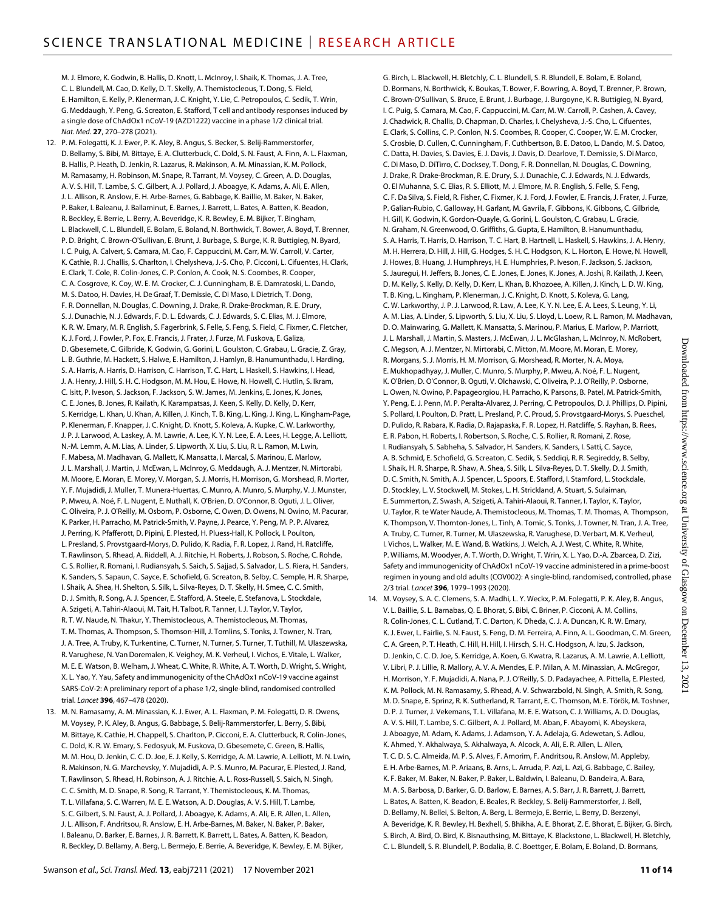M. J. Elmore, K. Godwin, B. Hallis, D. Knott, L. McInroy, I. Shaik, K. Thomas, J. A. Tree, C. L. Blundell, M. Cao, D. Kelly, D. T. Skelly, A. Themistocleous, T. Dong, S. Field, E. Hamilton, E. Kelly, P. Klenerman, J. C. Knight, Y. Lie, C. Petropoulos, C. Sedik, T. Wrin, G. Meddaugh, Y. Peng, G. Screaton, E. Stafford, T cell and antibody responses induced by a single dose of ChAdOx1 nCoV-19 (AZD1222) vaccine in a phase 1/2 clinical trial. *Nat. Med.* **27**, 270–278 (2021).

12. P. M. Folegatti, K. J. Ewer, P. K. Aley, B. Angus, S. Becker, S. Belij-Rammerstorfer, D. Bellamy, S. Bibi, M. Bittaye, E. A. Clutterbuck, C. Dold, S. N. Faust, A. Finn, A. L. Flaxman, B. Hallis, P. Heath, D. Jenkin, R. Lazarus, R. Makinson, A. M. Minassian, K. M. Pollock, M. Ramasamy, H. Robinson, M. Snape, R. Tarrant, M. Voysey, C. Green, A. D. Douglas, A. V. S. Hill, T. Lambe, S. C. Gilbert, A. J. Pollard, J. Aboagye, K. Adams, A. Ali, E. Allen, J. L. Allison, R. Anslow, E. H. Arbe-Barnes, G. Babbage, K. Baillie, M. Baker, N. Baker, P. Baker, I. Baleanu, J. Ballaminut, E. Barnes, J. Barrett, L. Bates, A. Batten, K. Beadon, R. Beckley, E. Berrie, L. Berry, A. Beveridge, K. R. Bewley, E. M. Bijker, T. Bingham, L. Blackwell, C. L. Blundell, E. Bolam, E. Boland, N. Borthwick, T. Bower, A. Boyd, T. Brenner, P. D. Bright, C. Brown-O'Sullivan, E. Brunt, J. Burbage, S. Burge, K. R. Buttigieg, N. Byard, I. C. Puig, A. Calvert, S. Camara, M. Cao, F. Cappuccini, M. Carr, M. W. Carroll, V. Carter, K. Cathie, R. J. Challis, S. Charlton, I. Chelysheva, J.-S. Cho, P. Cicconi, L. Cifuentes, H. Clark, E. Clark, T. Cole, R. Colin-Jones, C. P. Conlon, A. Cook, N. S. Coombes, R. Cooper, C. A. Cosgrove, K. Coy, W. E. M. Crocker, C. J. Cunningham, B. E. Damratoski, L. Dando, M. S. Datoo, H. Davies, H. De Graaf, T. Demissie, C. Di Maso, I. Dietrich, T. Dong, F. R. Donnellan, N. Douglas, C. Downing, J. Drake, R. Drake-Brockman, R. E. Drury, S. J. Dunachie, N. J. Edwards, F. D. L. Edwards, C. J. Edwards, S. C. Elias, M. J. Elmore, K. R. W. Emary, M. R. English, S. Fagerbrink, S. Felle, S. Feng, S. Field, C. Fixmer, C. Fletcher, K. J. Ford, J. Fowler, P. Fox, E. Francis, J. Frater, J. Furze, M. Fuskova, E. Galiza, D. Gbesemete, C. Gilbride, K. Godwin, G. Gorini, L. Goulston, C. Grabau, L. Gracie, Z. Gray, L. B. Guthrie, M. Hackett, S. Halwe, E. Hamilton, J. Hamlyn, B. Hanumunthadu, I. Harding, S. A. Harris, A. Harris, D. Harrison, C. Harrison, T. C. Hart, L. Haskell, S. Hawkins, I. Head, J. A. Henry, J. Hill, S. H. C. Hodgson, M. M. Hou, E. Howe, N. Howell, C. Hutlin, S. Ikram, C. Isitt, P. Iveson, S. Jackson, F. Jackson, S. W. James, M. Jenkins, E. Jones, K. Jones, C. E. Jones, B. Jones, R. Kailath, K. Karampatsas, J. Keen, S. Kelly, D. Kelly, D. Kerr, S. Kerridge, L. Khan, U. Khan, A. Killen, J. Kinch, T. B. King, L. King, J. King, L. Kingham-Page, P. Klenerman, F. Knapper, J. C. Knight, D. Knott, S. Koleva, A. Kupke, C. W. Larkworthy, J. P. J. Larwood, A. Laskey, A. M. Lawrie, A. Lee, K. Y. N. Lee, E. A. Lees, H. Legge, A. Lelliott, N.-M. Lemm, A. M. Lias, A. Linder, S. Lipworth, X. Liu, S. Liu, R. L. Ramon, M. Lwin, F. Mabesa, M. Madhavan, G. Mallett, K. Mansatta, I. Marcal, S. Marinou, E. Marlow, J. L. Marshall, J. Martin, J. McEwan, L. McInroy, G. Meddaugh, A. J. Mentzer, N. Mirtorabi, M. Moore, E. Moran, E. Morey, V. Morgan, S. J. Morris, H. Morrison, G. Morshead, R. Morter, Y. F. Mujadidi, J. Muller, T. Munera-Huertas, C. Munro, A. Munro, S. Murphy, V. J. Munster, P. Mweu, A. Noé, F. L. Nugent, E. Nuthall, K. O'Brien, D. O'Connor, B. Oguti, J. L. Oliver, C. Oliveira, P. J. O'Reilly, M. Osborn, P. Osborne, C. Owen, D. Owens, N. Owino, M. Pacurar, K. Parker, H. Parracho, M. Patrick-Smith, V. Payne, J. Pearce, Y. Peng, M. P. P. Alvarez, J. Perring, K. Pfafferott, D. Pipini, E. Plested, H. Pluess-Hall, K. Pollock, I. Poulton, L. Presland, S. Provstgaard-Morys, D. Pulido, K. Radia, F. R. Lopez, J. Rand, H. Ratcliffe, T. Rawlinson, S. Rhead, A. Riddell, A. J. Ritchie, H. Roberts, J. Robson, S. Roche, C. Rohde, C. S. Rollier, R. Romani, I. Rudiansyah, S. Saich, S. Sajjad, S. Salvador, L. S. Riera, H. Sanders, K. Sanders, S. Sapaun, C. Sayce, E. Schofield, G. Screaton, B. Selby, C. Semple, H. R. Sharpe, I. Shaik, A. Shea, H. Shelton, S. Silk, L. Silva-Reyes, D. T. Skelly, H. Smee, C. C. Smith, D. J. Smith, R. Song, A. J. Spencer, E. Stafford, A. Steele, E. Stefanova, L. Stockdale, A. Szigeti, A. Tahiri-Alaoui, M. Tait, H. Talbot, R. Tanner, I. J. Taylor, V. Taylor, R. T. W. Naude, N. Thakur, Y. Themistocleous, A. Themistocleous, M. Thomas, T. M. Thomas, A. Thompson, S. Thomson-Hill, J. Tomlins, S. Tonks, J. Towner, N. Tran, J. A. Tree, A. Truby, K. Turkentine, C. Turner, N. Turner, S. Turner, T. Tuthill, M. Ulaszewska, R. Varughese, N. Van Doremalen, K. Veighey, M. K. Verheul, I. Vichos, E. Vitale, L. Walker, M. E. E. Watson, B. Welham, J. Wheat, C. White, R. White, A. T. Worth, D. Wright, S. Wright, X. L. Yao, Y. Yau, Safety and immunogenicity of the ChAdOx1 nCoV-19 vaccine against SARS-CoV-2: A preliminary report of a phase 1/2, single-blind, randomised controlled trial. *Lancet* **396**, 467–478 (2020).

13. M. N. Ramasamy, A. M. Minassian, K. J. Ewer, A. L. Flaxman, P. M. Folegatti, D. R. Owens, M. Voysey, P. K. Aley, B. Angus, G. Babbage, S. Belij-Rammerstorfer, L. Berry, S. Bibi, M. Bittaye, K. Cathie, H. Chappell, S. Charlton, P. Cicconi, E. A. Clutterbuck, R. Colin-Jones, C. Dold, K. R. W. Emary, S. Fedosyuk, M. Fuskova, D. Gbesemete, C. Green, B. Hallis, M. M. Hou, D. Jenkin, C. C. D. Joe, E. J. Kelly, S. Kerridge, A. M. Lawrie, A. Lelliott, M. N. Lwin, R. Makinson, N. G. Marchevsky, Y. Mujadidi, A. P. S. Munro, M. Pacurar, E. Plested, J. Rand, T. Rawlinson, S. Rhead, H. Robinson, A. J. Ritchie, A. L. Ross-Russell, S. Saich, N. Singh, C. C. Smith, M. D. Snape, R. Song, R. Tarrant, Y. Themistocleous, K. M. Thomas, T. L. Villafana, S. C. Warren, M. E. E. Watson, A. D. Douglas, A. V. S. Hill, T. Lambe, S. C. Gilbert, S. N. Faust, A. J. Pollard, J. Aboagye, K. Adams, A. Ali, E. R. Allen, L. Allen, J. L. Allison, F. Andritsou, R. Anslow, E. H. Arbe-Barnes, M. Baker, N. Baker, P. Baker, I. Baleanu, D. Barker, E. Barnes, J. R. Barrett, K. Barrett, L. Bates, A. Batten, K. Beadon, R. Beckley, D. Bellamy, A. Berg, L. Bermejo, E. Berrie, A. Beveridge, K. Bewley, E. M. Bijker, G. Birch, L. Blackwell, H. Bletchly, C. L. Blundell, S. R. Blundell, E. Bolam, E. Boland, D. Bormans, N. Borthwick, K. Boukas, T. Bower, F. Bowring, A. Boyd, T. Brenner, P. Brown, C. Brown-O'Sullivan, S. Bruce, E. Brunt, J. Burbage, J. Burgoyne, K. R. Buttigieg, N. Byard, I. C. Puig, S. Camara, M. Cao, F. Cappuccini, M. Carr, M. W. Carroll, P. Cashen, A. Cavey, J. Chadwick, R. Challis, D. Chapman, D. Charles, I. Chelysheva, J.-S. Cho, L. Cifuentes, E. Clark, S. Collins, C. P. Conlon, N. S. Coombes, R. Cooper, C. Cooper, W. E. M. Crocker, S. Crosbie, D. Cullen, C. Cunningham, F. Cuthbertson, B. E. Datoo, L. Dando, M. S. Datoo, C. Datta, H. Davies, S. Davies, E. J. Davis, J. Davis, D. Dearlove, T. Demissie, S. Di Marco, C. Di Maso, D. DiTirro, C. Docksey, T. Dong, F. R. Donnellan, N. Douglas, C. Downing, J. Drake, R. Drake-Brockman, R. E. Drury, S. J. Dunachie, C. J. Edwards, N. J. Edwards, O. El Muhanna, S. C. Elias, R. S. Elliott, M. J. Elmore, M. R. English, S. Felle, S. Feng, C. F. Da Silva, S. Field, R. Fisher, C. Fixmer, K. J. Ford, J. Fowler, E. Francis, J. Frater, J. Furze, P. Galian-Rubio, C. Galloway, H. Garlant, M. Gavrila, F. Gibbons, K. Gibbons, C. Gilbride, H. Gill, K. Godwin, K. Gordon-Quayle, G. Gorini, L. Goulston, C. Grabau, L. Gracie, N. Graham, N. Greenwood, O. Griffiths, G. Gupta, E. Hamilton, B. Hanumunthadu, S. A. Harris, T. Harris, D. Harrison, T. C. Hart, B. Hartnell, L. Haskell, S. Hawkins, J. A. Henry, M. H. Herrera, D. Hill, J. Hill, G. Hodges, S. H. C. Hodgson, K. L. Horton, E. Howe, N. Howell, J. Howes, B. Huang, J. Humphreys, H. E. Humphries, P. Iveson, F. Jackson, S. Jackson, S. Jauregui, H. Jeffers, B. Jones, C. E. Jones, E. Jones, K. Jones, A. Joshi, R. Kailath, J. Keen, D. M. Kelly, S. Kelly, D. Kelly, D. Kerr, L. Khan, B. Khozoee, A. Killen, J. Kinch, L. D. W. King, T. B. King, L. Kingham, P. Klenerman, J. C. Knight, D. Knott, S. Koleva, G. Lang, C. W. Larkworthy, J. P. J. Larwood, R. Law, A. Lee, K. Y. N. Lee, E. A. Lees, S. Leung, Y. Li, A. M. Lias, A. Linder, S. Lipworth, S. Liu, X. Liu, S. Lloyd, L. Loew, R. L. Ramon, M. Madhavan, D. O. Mainwaring, G. Mallett, K. Mansatta, S. Marinou, P. Marius, E. Marlow, P. Marriott, J. L. Marshall, J. Martin, S. Masters, J. McEwan, J. L. McGlashan, L. McInroy, N. McRobert, C. Megson, A. J. Mentzer, N. Mirtorabi, C. Mitton, M. Moore, M. Moran, E. Morey, R. Morgans, S. J. Morris, H. M. Morrison, G. Morshead, R. Morter, N. A. Moya, E. Mukhopadhyay, J. Muller, C. Munro, S. Murphy, P. Mweu, A. Noé, F. L. Nugent, K. O'Brien, D. O'Connor, B. Oguti, V. Olchawski, C. Oliveira, P. J. O'Reilly, P. Osborne, L. Owen, N. Owino, P. Papageorgiou, H. Parracho, K. Parsons, B. Patel, M. Patrick-Smith, Y. Peng, E. J. Penn, M. P. Peralta-Alvarez, J. Perring, C. Petropoulos, D. J. Phillips, D. Pipini, S. Pollard, I. Poulton, D. Pratt, L. Presland, P. C. Proud, S. Provstgaard-Morys, S. Pueschel, D. Pulido, R. Rabara, K. Radia, D. Rajapaska, F. R. Lopez, H. Ratcliffe, S. Rayhan, B. Rees, E. R. Pabon, H. Roberts, I. Robertson, S. Roche, C. S. Rollier, R. Romani, Z. Rose, I. Rudiansyah, S. Sabheha, S. Salvador, H. Sanders, K. Sanders, I. Satti, C. Sayce, A. B. Schmid, E. Schofield, G. Screaton, C. Sedik, S. Seddiqi, R. R. Segireddy, B. Selby, I. Shaik, H. R. Sharpe, R. Shaw, A. Shea, S. Silk, L. Silva-Reyes, D. T. Skelly, D. J. Smith, D. C. Smith, N. Smith, A. J. Spencer, L. Spoors, E. Stafford, I. Stamford, L. Stockdale, D. Stockley, L. V. Stockwell, M. Stokes, L. H. Strickland, A. Stuart, S. Sulaiman, E. Summerton, Z. Swash, A. Szigeti, A. Tahiri-Alaoui, R. Tanner, I. Taylor, K. Taylor, U. Taylor, R. te Water Naude, A. Themistocleous, M. Thomas, T. M. Thomas, A. Thompson, K. Thompson, V. Thornton-Jones, L. Tinh, A. Tomic, S. Tonks, J. Towner, N. Tran, J. A. Tree, A. Truby, C. Turner, R. Turner, M. Ulaszewska, R. Varughese, D. Verbart, M. K. Verheul, I. Vichos, L. Walker, M. E. Wand, B. Watkins, J. Welch, A. J. West, C. White, R. White, P. Williams, M. Woodyer, A. T. Worth, D. Wright, T. Wrin, X. L. Yao, D.-A. Zbarcea, D. Zizi, Safety and immunogenicity of ChAdOx1 nCoV-19 vaccine administered in a prime-boost regimen in young and old adults (COV002): A single-blind, randomised, controlled, phase 2/3 trial. *Lancet* **396**, 1979–1993 (2020).

14. M. Voysey, S. A. C. Clemens, S. A. Madhi, L. Y. Weckx, P. M. Folegatti, P. K. Aley, B. Angus, V. L. Baillie, S. L. Barnabas, Q. E. Bhorat, S. Bibi, C. Briner, P. Cicconi, A. M. Collins, R. Colin-Jones, C. L. Cutland, T. C. Darton, K. Dheda, C. J. A. Duncan, K. R. W. Emary, K. J. Ewer, L. Fairlie, S. N. Faust, S. Feng, D. M. Ferreira, A. Finn, A. L. Goodman, C. M. Green, C. A. Green, P. T. Heath, C. Hill, H. Hill, I. Hirsch, S. H. C. Hodgson, A. Izu, S. Jackson, D. Jenkin, C. C. D. Joe, S. Kerridge, A. Koen, G. Kwatra, R. Lazarus, A. M. Lawrie, A. Lelliott, V. Libri, P. J. Lillie, R. Mallory, A. V. A. Mendes, E. P. Milan, A. M. Minassian, A. McGregor, H. Morrison, Y. F. Mujadidi, A. Nana, P. J. O'Reilly, S. D. Padayachee, A. Pittella, E. Plested, K. M. Pollock, M. N. Ramasamy, S. Rhead, A. V. Schwarzbold, N. Singh, A. Smith, R. Song, M. D. Snape, E. Sprinz, R. K. Sutherland, R. Tarrant, E. C. Thomson, M. E. Török, M. Toshner, D. P. J. Turner, J. Vekemans, T. L. Villafana, M. E. E. Watson, C. J. Williams, A. D. Douglas, A. V. S. Hill, T. Lambe, S. C. Gilbert, A. J. Pollard, M. Aban, F. Abayomi, K. Abeyskera, J. Aboagye, M. Adam, K. Adams, J. Adamson, Y. A. Adelaja, G. Adewetan, S. Adlou, K. Ahmed, Y. Akhalwaya, S. Akhalwaya, A. Alcock, A. Ali, E. R. Allen, L. Allen, T. C. D. S. C. Almeida, M. P. S. Alves, F. Amorim, F. Andritsou, R. Anslow, M. Appleby, E. H. Arbe-Barnes, M. P. Ariaans, B. Arns, L. Arruda, P. Azi, L. Azi, G. Babbage, C. Bailey, K. F. Baker, M. Baker, N. Baker, P. Baker, L. Baldwin, I. Baleanu, D. Bandeira, A. Bara, M. A. S. Barbosa, D. Barker, G. D. Barlow, E. Barnes, A. S. Barr, J. R. Barrett, J. Barrett, L. Bates, A. Batten, K. Beadon, E. Beales, R. Beckley, S. Belij-Rammerstorfer, J. Bell, D. Bellamy, N. Bellei, S. Belton, A. Berg, L. Bermejo, E. Berrie, L. Berry, D. Berzenyi, A. Beveridge, K. R. Bewley, H. Bexhell, S. Bhikha, A. E. Bhorat, Z. E. Bhorat, E. Bijker, G. Birch, S. Birch, A. Bird, O. Bird, K. Bisnauthsing, M. Bittaye, K. Blackstone, L. Blackwell, H. Bletchly, C. L. Blundell, S. R. Blundell, P. Bodalia, B. C. Boettger, E. Bolam, E. Boland, D. Bormans,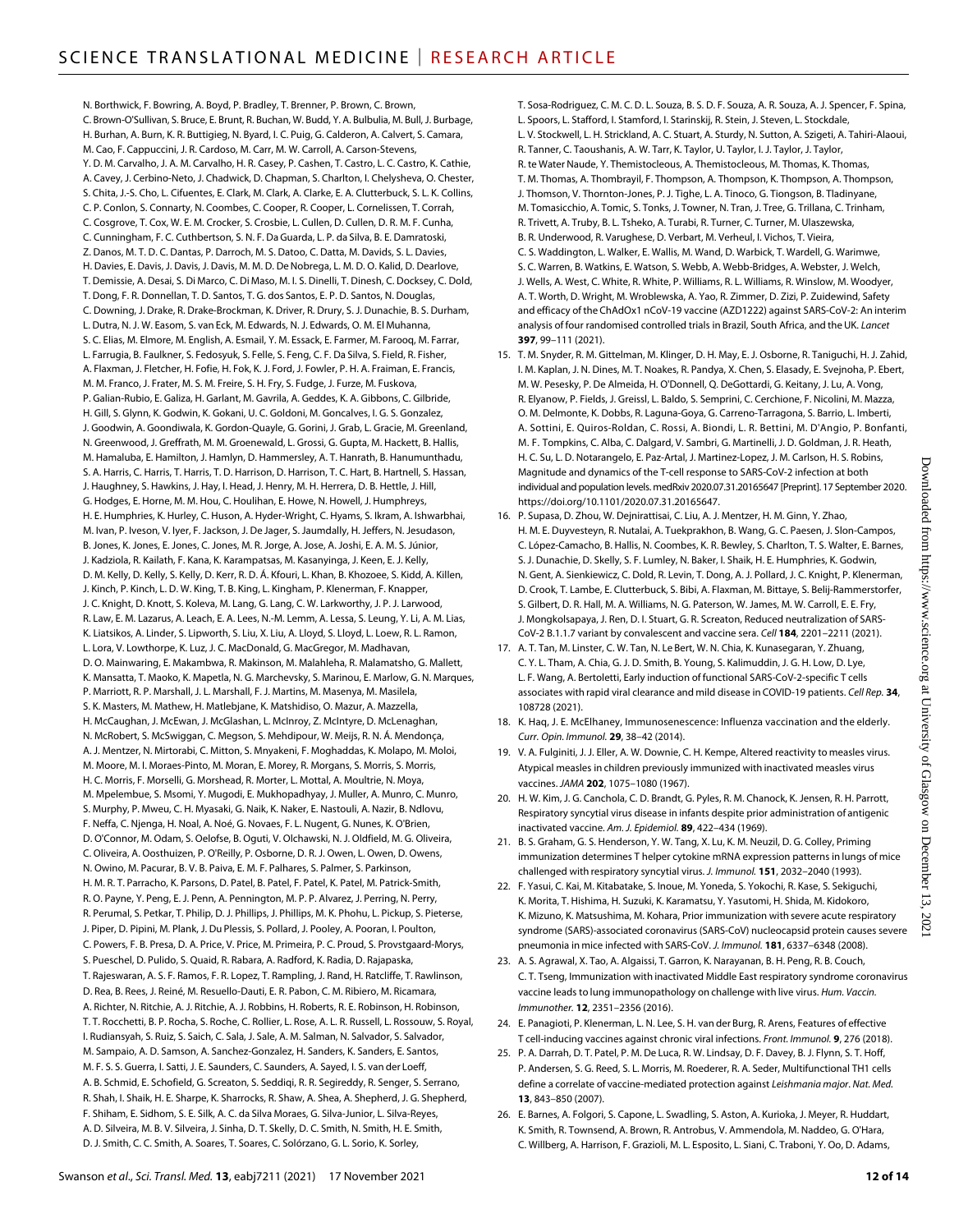N. Borthwick, F. Bowring, A. Boyd, P. Bradley, T. Brenner, P. Brown, C. Brown, C. Brown-O'Sullivan, S. Bruce, E. Brunt, R. Buchan, W. Budd, Y. A. Bulbulia, M. Bull, J. Burbage, H. Burhan, A. Burn, K. R. Buttigieg, N. Byard, I. C. Puig, G. Calderon, A. Calvert, S. Camara, M. Cao, F. Cappuccini, J. R. Cardoso, M. Carr, M. W. Carroll, A. Carson-Stevens, Y. D. M. Carvalho, J. A. M. Carvalho, H. R. Casey, P. Cashen, T. Castro, L. C. Castro, K. Cathie, A. Cavey, J. Cerbino-Neto, J. Chadwick, D. Chapman, S. Charlton, I. Chelysheva, O. Chester, S. Chita, J.-S. Cho, L. Cifuentes, E. Clark, M. Clark, A. Clarke, E. A. Clutterbuck, S. L. K. Collins, C. P. Conlon, S. Connarty, N. Coombes, C. Cooper, R. Cooper, L. Cornelissen, T. Corrah, C. Cosgrove, T. Cox, W. E. M. Crocker, S. Crosbie, L. Cullen, D. Cullen, D. R. M. F. Cunha, C. Cunningham, F. C. Cuthbertson, S. N. F. Da Guarda, L. P. da Silva, B. E. Damratoski, Z. Danos, M. T. D. C. Dantas, P. Darroch, M. S. Datoo, C. Datta, M. Davids, S. L. Davies, H. Davies, E. Davis, J. Davis, J. Davis, M. M. D. De Nobrega, L. M. D. O. Kalid, D. Dearlove, T. Demissie, A. Desai, S. Di Marco, C. Di Maso, M. I. S. Dinelli, T. Dinesh, C. Docksey, C. Dold, T. Dong, F. R. Donnellan, T. D. Santos, T. G. dos Santos, E. P. D. Santos, N. Douglas, C. Downing, J. Drake, R. Drake-Brockman, K. Driver, R. Drury, S. J. Dunachie, B. S. Durham, L. Dutra, N. J. W. Easom, S. van Eck, M. Edwards, N. J. Edwards, O. M. El Muhanna, S. C. Elias, M. Elmore, M. English, A. Esmail, Y. M. Essack, E. Farmer, M. Farooq, M. Farrar, L. Farrugia, B. Faulkner, S. Fedosyuk, S. Felle, S. Feng, C. F. Da Silva, S. Field, R. Fisher, A. Flaxman, J. Fletcher, H. Fofie, H. Fok, K. J. Ford, J. Fowler, P. H. A. Fraiman, E. Francis, M. M. Franco, J. Frater, M. S. M. Freire, S. H. Fry, S. Fudge, J. Furze, M. Fuskova, P. Galian-Rubio, E. Galiza, H. Garlant, M. Gavrila, A. Geddes, K. A. Gibbons, C. Gilbride, H. Gill, S. Glynn, K. Godwin, K. Gokani, U. C. Goldoni, M. Goncalves, I. G. S. Gonzalez, J. Goodwin, A. Goondiwala, K. Gordon-Quayle, G. Gorini, J. Grab, L. Gracie, M. Greenland, N. Greenwood, J. Greffrath, M. M. Groenewald, L. Grossi, G. Gupta, M. Hackett, B. Hallis, M. Hamaluba, E. Hamilton, J. Hamlyn, D. Hammersley, A. T. Hanrath, B. Hanumunthadu, S. A. Harris, C. Harris, T. Harris, T. D. Harrison, D. Harrison, T. C. Hart, B. Hartnell, S. Hassan, J. Haughney, S. Hawkins, J. Hay, I. Head, J. Henry, M. H. Herrera, D. B. Hettle, J. Hill, G. Hodges, E. Horne, M. M. Hou, C. Houlihan, E. Howe, N. Howell, J. Humphreys, H. E. Humphries, K. Hurley, C. Huson, A. Hyder-Wright, C. Hyams, S. Ikram, A. Ishwarbhai, M. Ivan, P. Iveson, V. Iyer, F. Jackson, J. De Jager, S. Jaumdally, H. Jeffers, N. Jesudason, B. Jones, K. Jones, E. Jones, C. Jones, M. R. Jorge, A. Jose, A. Joshi, E. A. M. S. Júnior, J. Kadziola, R. Kailath, F. Kana, K. Karampatsas, M. Kasanyinga, J. Keen, E. J. Kelly, D. M. Kelly, D. Kelly, S. Kelly, D. Kerr, R. D. Á. Kfouri, L. Khan, B. Khozoee, S. Kidd, A. Killen, J. Kinch, P. Kinch, L. D. W. King, T. B. King, L. Kingham, P. Klenerman, F. Knapper, J. C. Knight, D. Knott, S. Koleva, M. Lang, G. Lang, C. W. Larkworthy, J. P. J. Larwood, R. Law, E. M. Lazarus, A. Leach, E. A. Lees, N.-M. Lemm, A. Lessa, S. Leung, Y. Li, A. M. Lias, K. Liatsikos, A. Linder, S. Lipworth, S. Liu, X. Liu, A. Lloyd, S. Lloyd, L. Loew, R. L. Ramon, L. Lora, V. Lowthorpe, K. Luz, J. C. MacDonald, G. MacGregor, M. Madhavan, D. O. Mainwaring, E. Makambwa, R. Makinson, M. Malahleha, R. Malamatsho, G. Mallett, K. Mansatta, T. Maoko, K. Mapetla, N. G. Marchevsky, S. Marinou, E. Marlow, G. N. Marques, P. Marriott, R. P. Marshall, J. L. Marshall, F. J. Martins, M. Masenya, M. Masilela, S. K. Masters, M. Mathew, H. Matlebjane, K. Matshidiso, O. Mazur, A. Mazzella, H. McCaughan, J. McEwan, J. McGlashan, L. McInroy, Z. McIntyre, D. McLenaghan, N. McRobert, S. McSwiggan, C. Megson, S. Mehdipour, W. Meijs, R. N. Á. Mendonça, A. J. Mentzer, N. Mirtorabi, C. Mitton, S. Mnyakeni, F. Moghaddas, K. Molapo, M. Moloi, M. Moore, M. I. Moraes-Pinto, M. Moran, E. Morey, R. Morgans, S. Morris, S. Morris, H. C. Morris, F. Morselli, G. Morshead, R. Morter, L. Mottal, A. Moultrie, N. Moya, M. Mpelembue, S. Msomi, Y. Mugodi, E. Mukhopadhyay, J. Muller, A. Munro, C. Munro, S. Murphy, P. Mweu, C. H. Myasaki, G. Naik, K. Naker, E. Nastouli, A. Nazir, B. Ndlovu, F. Neffa, C. Njenga, H. Noal, A. Noé, G. Novaes, F. L. Nugent, G. Nunes, K. O'Brien, D. O'Connor, M. Odam, S. Oelofse, B. Oguti, V. Olchawski, N. J. Oldfield, M. G. Oliveira, C. Oliveira, A. Oosthuizen, P. O'Reilly, P. Osborne, D. R. J. Owen, L. Owen, D. Owens, N. Owino, M. Pacurar, B. V. B. Paiva, E. M. F. Palhares, S. Palmer, S. Parkinson, H. M. R. T. Parracho, K. Parsons, D. Patel, B. Patel, F. Patel, K. Patel, M. Patrick-Smith, R. O. Payne, Y. Peng, E. J. Penn, A. Pennington, M. P. P. Alvarez, J. Perring, N. Perry, R. Perumal, S. Petkar, T. Philip, D. J. Phillips, J. Phillips, M. K. Phohu, L. Pickup, S. Pieterse, J. Piper, D. Pipini, M. Plank, J. Du Plessis, S. Pollard, J. Pooley, A. Pooran, I. Poulton, C. Powers, F. B. Presa, D. A. Price, V. Price, M. Primeira, P. C. Proud, S. Provstgaard-Morys, S. Pueschel, D. Pulido, S. Quaid, R. Rabara, A. Radford, K. Radia, D. Rajapaska, T. Rajeswaran, A. S. F. Ramos, F. R. Lopez, T. Rampling, J. Rand, H. Ratcliffe, T. Rawlinson, D. Rea, B. Rees, J. Reiné, M. Resuello-Dauti, E. R. Pabon, C. M. Ribiero, M. Ricamara, A. Richter, N. Ritchie, A. J. Ritchie, A. J. Robbins, H. Roberts, R. E. Robinson, H. Robinson, T. T. Rocchetti, B. P. Rocha, S. Roche, C. Rollier, L. Rose, A. L. R. Russell, L. Rossouw, S. Royal, I. Rudiansyah, S. Ruiz, S. Saich, C. Sala, J. Sale, A. M. Salman, N. Salvador, S. Salvador, M. Sampaio, A. D. Samson, A. Sanchez-Gonzalez, H. Sanders, K. Sanders, E. Santos, M. F. S. S. Guerra, I. Satti, J. E. Saunders, C. Saunders, A. Sayed, I. S. van der Loeff, A. B. Schmid, E. Schofield, G. Screaton, S. Seddiqi, R. R. Segireddy, R. Senger, S. Serrano, R. Shah, I. Shaik, H. E. Sharpe, K. Sharrocks, R. Shaw, A. Shea, A. Shepherd, J. G. Shepherd, F. Shiham, E. Sidhom, S. E. Silk, A. C. da Silva Moraes, G. Silva-Junior, L. Silva-Reyes, A. D. Silveira, M. B. V. Silveira, J. Sinha, D. T. Skelly, D. C. Smith, N. Smith, H. E. Smith, D. J. Smith, C. C. Smith, A. Soares, T. Soares, C. Solórzano, G. L. Sorio, K. Sorley, T. Sosa-Rodriguez, C. M. C. D. L. Souza, B. S. D. F. Souza, A. R. Souza, A. J. Spencer, F. Spina, L. Spoors, L. Stafford, I. Stamford, I. Starinskij, R. Stein, J. Steven, L. Stockdale, L. V. Stockwell, L. H. Strickland, A. C. Stuart, A. Sturdy, N. Sutton, A. Szigeti, A. Tahiri-Alaoui, R. Tanner, C. Taoushanis, A. W. Tarr, K. Taylor, U. Taylor, I. J. Taylor, J. Taylor, R. te Water Naude, Y. Themistocleous, A. Themistocleous, M. Thomas, K. Thomas, T. M. Thomas, A. Thombrayil, F. Thompson, A. Thompson, K. Thompson, A. Thompson, J. Thomson, V. Thornton-Jones, P. J. Tighe, L. A. Tinoco, G. Tiongson, B. Tladinyane, M. Tomasicchio, A. Tomic, S. Tonks, J. Towner, N. Tran, J. Tree, G. Trillana, C. Trinham, R. Trivett, A. Truby, B. L. Tsheko, A. Turabi, R. Turner, C. Turner, M. Ulaszewska, B. R. Underwood, R. Varughese, D. Verbart, M. Verheul, I. Vichos, T. Vieira, C. S. Waddington, L. Walker, E. Wallis, M. Wand, D. Warbick, T. Wardell, G. Warimwe, S. C. Warren, B. Watkins, E. Watson, S. Webb, A. Webb-Bridges, A. Webster, J. Welch, J. Wells, A. West, C. White, R. White, P. Williams, R. L. Williams, R. Winslow, M. Woodyer, A. T. Worth, D. Wright, M. Wroblewska, A. Yao, R. Zimmer, D. Zizi, P. Zuidewind, Safety and efficacy of the ChAdOx1 nCoV-19 vaccine (AZD1222) against SARS-CoV-2: An interim analysis of four randomised controlled trials in Brazil, South Africa, and the UK. *Lancet* **397**, 99–111 (2021).

15. T. M. Snyder, R. M. Gittelman, M. Klinger, D. H. May, E. J. Osborne, R. Taniguchi, H. J. Zahid, I. M. Kaplan, J. N. Dines, M. T. Noakes, R. Pandya, X. Chen, S. Elasady, E. Svejnoha, P. Ebert, M. W. Pesesky, P. De Almeida, H. O'Donnell, Q. DeGottardi, G. Keitany, J. Lu, A. Vong, R. Elyanow, P. Fields, J. Greissl, L. Baldo, S. Semprini, C. Cerchione, F. Nicolini, M. Mazza, O. M. Delmonte, K. Dobbs, R. Laguna-Goya, G. Carreno-Tarragona, S. Barrio, L. Imberti, A. Sottini, E. Quiros-Roldan, C. Rossi, A. Biondi, L. R. Bettini, M. D'Angio, P. Bonfanti, M. F. Tompkins, C. Alba, C. Dalgard, V. Sambri, G. Martinelli, J. D. Goldman, J. R. Heath, H. C. Su, L. D. Notarangelo, E. Paz-Artal, J. Martinez-Lopez, J. M. Carlson, H. S. Robins, Magnitude and dynamics of the T-cell response to SARS-CoV-2 infection at both individual and population levels. medRxiv 2020.07.31.20165647 [Preprint]. 17 September 2020. https://doi.org/10.1101/2020.07.31.20165647.
16. P. Supasa, D. Zhou, W. Dejnirattisai, C. Liu, A. J. Mentzer, H. M. Ginn, Y. Zhao, H. M. E. Duyvesteyn, R. Nutalai, A. Tuekprakhon, B. Wang, G. C. Paesen, J. Slon-Campos, C. López-Camacho, B. Hallis, N. Coombes, K. R. Bewley, S. Charlton, T. S. Walter, E. Barnes, S. J. Dunachie, D. Skelly, S. F. Lumley, N. Baker, I. Shaik, H. E. Humphries, K. Godwin, N. Gent, A. Sienkiewicz, C. Dold, R. Levin, T. Dong, A. J. Pollard, J. C. Knight, P. Klenerman, D. Crook, T. Lambe, E. Clutterbuck, S. Bibi, A. Flaxman, M. Bittaye, S. Belij-Rammerstorfer, S. Gilbert, D. R. Hall, M. A. Williams, N. G. Paterson, W. James, M. W. Carroll, E. E. Fry, J. Mongkolsapaya, J. Ren, D. I. Stuart, G. R. Screaton, Reduced neutralization of SARS-CoV-2 B.1.1.7 variant by convalescent and vaccine sera. *Cell* **184**, 2201–2211 (2021).
17. A. T. Tan, M. Linster, C. W. Tan, N. Le Bert, W. N. Chia, K. Kunasegaran, Y. Zhuang, C. Y. L. Tham, A. Chia, G. J. D. Smith, B. Young, S. Kalimuddin, J. G. H. Low, D. Lye, L. F. Wang, A. Bertoletti, Early induction of functional SARS-CoV-2-specific T cells associates with rapid viral clearance and mild disease in COVID-19 patients. *Cell Rep.* **34**, 108728 (2021).
18. K. Haq, J. E. McElhaney, Immunosenescence: Influenza vaccination and the elderly. *Curr. Opin. Immunol.* **29**, 38–42 (2014).
19. V. A. Fulginiti, J. J. Eller, A. W. Downie, C. H. Kempe, Altered reactivity to measles virus. Atypical measles in children previously immunized with inactivated measles virus vaccines. *JAMA* **202**, 1075–1080 (1967).
20. H. W. Kim, J. G. Canchola, C. D. Brandt, G. Pyles, R. M. Chanock, K. Jensen, R. H. Parrott, Respiratory syncytial virus disease in infants despite prior administration of antigenic inactivated vaccine. *Am. J. Epidemiol.* **89**, 422–434 (1969).
21. B. S. Graham, G. S. Henderson, Y. W. Tang, X. Lu, K. M. Neuzil, D. G. Colley, Priming immunization determines T helper cytokine mRNA expression patterns in lungs of mice challenged with respiratory syncytial virus. *J. Immunol.* **151**, 2032–2040 (1993).
22. F. Yasui, C. Kai, M. Kitabatake, S. Inoue, M. Yoneda, S. Yokochi, R. Kase, S. Sekiguchi, K. Morita, T. Hishima, H. Suzuki, K. Karamatsu, Y. Yasutomi, H. Shida, M. Kidokoro, K. Mizuno, K. Matsushima, M. Kohara, Prior immunization with severe acute respiratory syndrome (SARS)-associated coronavirus (SARS-CoV) nucleocapsid protein causes severe pneumonia in mice infected with SARS-CoV. *J. Immunol.* **181**, 6337–6348 (2008).
23. A. S. Agrawal, X. Tao, A. Algaissi, T. Garron, K. Narayanan, B. H. Peng, R. B. Couch, C. T. Tseng, Immunization with inactivated Middle East respiratory syndrome coronavirus vaccine leads to lung immunopathology on challenge with live virus. *Hum. Vaccin. Immunother.* **12**, 2351–2356 (2016).
24. E. Panagioti, P. Klenerman, L. N. Lee, S. H. van der Burg, R. Arens, Features of effective T cell-inducing vaccines against chronic viral infections. *Front. Immunol.* **9**, 276 (2018).
25. P. A. Darrah, D. T. Patel, P. M. De Luca, R. W. Lindsay, D. F. Davey, B. J. Flynn, S. T. Hoff, P. Andersen, S. G. Reed, S. L. Morris, M. Roederer, R. A. Seder, Multifunctional TH1 cells define a correlate of vaccine-mediated protection against *Leishmania major*. *Nat. Med.* **13**, 843–850 (2007).
26. E. Barnes, A. Folgori, S. Capone, L. Swadling, S. Aston, A. Kurioka, J. Meyer, R. Huddart, K. Smith, R. Townsend, A. Brown, R. Antrobus, V. Ammendola, M. Naddeo, G. O'Hara, C. Willberg, A. Harrison, F. Grazioli, M. L. Esposito, L. Siani, C. Traboni, Y. Oo, D. Adams,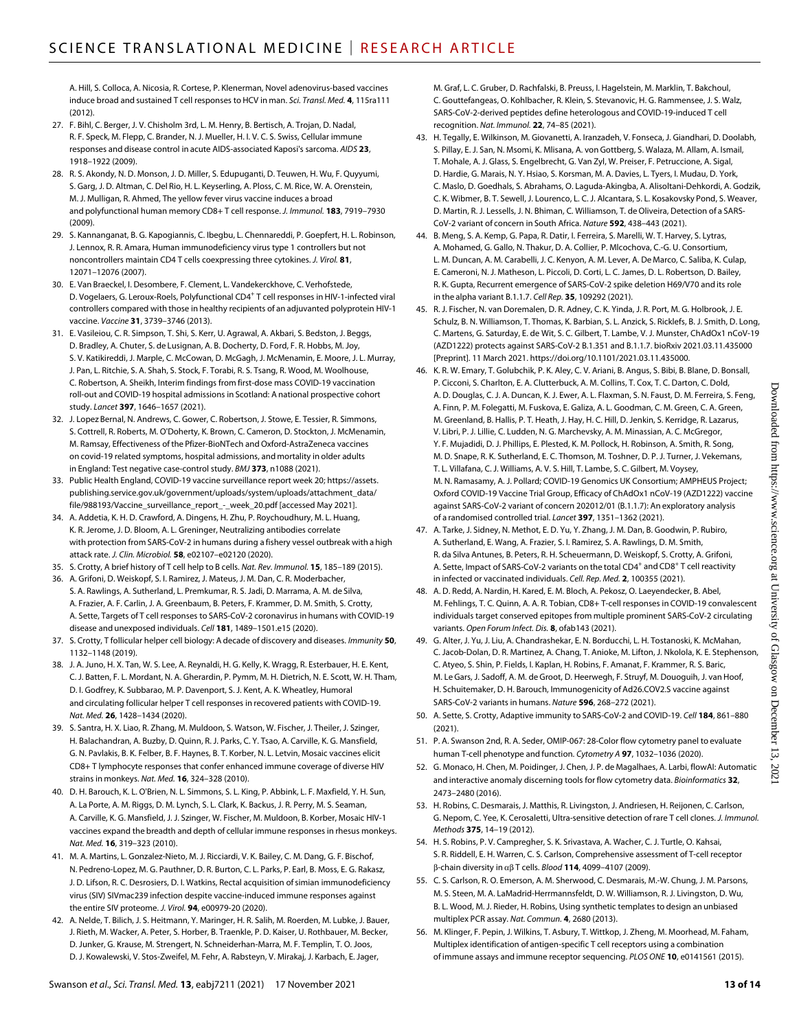A. Hill, S. Colloca, A. Nicosia, R. Cortese, P. Klenerman, Novel adenovirus-based vaccines induce broad and sustained T cell responses to HCV in man. *Sci. Transl. Med.* **4**, 115ra111 (2012).

27. F. Bihl, C. Berger, J. V. Chisholm 3rd, L. M. Henry, B. Bertisch, A. Trojan, D. Nadal, R. F. Speck, M. Flepp, C. Brander, N. J. Mueller, H. I. V. C. S. Swiss, Cellular immune responses and disease control in acute AIDS-associated Kaposi's sarcoma. *AIDS* **23**, 1918–1922 (2009).
28. R. S. Akondy, N. D. Monson, J. D. Miller, S. Edupuganti, D. Teuwen, H. Wu, F. Quyyumi, S. Garg, J. D. Altman, C. Del Rio, H. L. Keyserling, A. Ploss, C. M. Rice, W. A. Orenstein, M. J. Mulligan, R. Ahmed, The yellow fever virus vaccine induces a broad and polyfunctional human memory CD8+ T cell response. *J. Immunol.* **183**, 7919–7930 (2009).
29. S. Kannanganat, B. G. Kapogiannis, C. Ibegbu, L. Chennareddi, P. Goepfert, H. L. Robinson, J. Lennox, R. R. Amara, Human immunodeficiency virus type 1 controllers but not noncontrollers maintain CD4 T cells coexpressing three cytokines. *J. Virol.* **81**, 12071–12076 (2007).
30. E. Van Braeckel, I. Desombere, F. Clement, L. Vandekerckhove, C. Verhofstede, D. Vogelaers, G. Leroux-Roels, Polyfunctional CD4+ T cell responses in HIV-1-infected viral controllers compared with those in healthy recipients of an adjuvanted polyprotein HIV-1 vaccine. *Vaccine* **31**, 3739–3746 (2013).
31. E. Vasileiou, C. R. Simpson, T. Shi, S. Kerr, U. Agrawal, A. Akbari, S. Bedston, J. Beggs, D. Bradley, A. Chuter, S. de Lusignan, A. B. Docherty, D. Ford, F. R. Hobbs, M. Joy, S. V. Katikireddi, J. Marple, C. McCowan, D. McGagh, J. McMenamin, E. Moore, J. L. Murray, J. Pan, L. Ritchie, S. A. Shah, S. Stock, F. Torabi, R. S. Tsang, R. Wood, M. Woolhouse, C. Robertson, A. Sheikh, Interim findings from first-dose mass COVID-19 vaccination roll-out and COVID-19 hospital admissions in Scotland: A national prospective cohort study. *Lancet* **397**, 1646–1657 (2021).
32. J. Lopez Bernal, N. Andrews, C. Gower, C. Robertson, J. Stowe, E. Tessier, R. Simmons, S. Cottrell, R. Roberts, M. O'Doherty, K. Brown, C. Cameron, D. Stockton, J. McMenamin, M. Ramsay, Effectiveness of the Pfizer-BioNTech and Oxford-AstraZeneca vaccines on covid-19 related symptoms, hospital admissions, and mortality in older adults in England: Test negative case-control study. *BMJ* **373**, n1088 (2021).
33. Public Health England, COVID-19 vaccine surveillance report week 20; https://assets.publishing.service.gov.uk/government/uploads/system/uploads/attachment_data/file/988193/Vaccine_surveillance_report_-_week_20.pdf [accessed May 2021].
34. A. Addetia, K. H. D. Crawford, A. Dingens, H. Zhu, P. Roychoudhury, M. L. Huang, K. R. Jerome, J. D. Bloom, A. L. Greninger, Neutralizing antibodies correlate with protection from SARS-CoV-2 in humans during a fishery vessel outbreak with a high attack rate. *J. Clin. Microbiol.* **58**, e02107–e02120 (2020).
35. S. Crotty, A brief history of T cell help to B cells. *Nat. Rev. Immunol.* **15**, 185–189 (2015).
36. A. Grifoni, D. Weiskopf, S. I. Ramirez, J. Mateus, J. M. Dan, C. R. Moderbacher, S. A. Rawlings, A. Sutherland, L. Premkumar, R. S. Jadi, D. Marrama, A. M. de Silva, A. Frazier, A. F. Carlin, J. A. Greenbaum, B. Peters, F. Krammer, D. M. Smith, S. Crotty, A. Sette, Targets of T cell responses to SARS-CoV-2 coronavirus in humans with COVID-19 disease and unexposed individuals. *Cell* **181**, 1489–1501.e15 (2020).
37. S. Crotty, T follicular helper cell biology: A decade of discovery and diseases. *Immunity* **50**, 1132–1148 (2019).
38. J. A. Juno, H. X. Tan, W. S. Lee, A. Reynaldi, H. G. Kelly, K. Wragg, R. Esterbauer, H. E. Kent, C. J. Batten, F. L. Mordant, N. A. Gherardin, P. Pymm, M. H. Dietrich, N. E. Scott, W. H. Tham, D. I. Godfrey, K. Subbarao, M. P. Davenport, S. J. Kent, A. K. Wheatley, Humoral and circulating follicular helper T cell responses in recovered patients with COVID-19. *Nat. Med.* **26**, 1428–1434 (2020).
39. S. Santra, H. X. Liao, R. Zhang, M. Muldoon, S. Watson, W. Fischer, J. Theiler, J. Szinger, H. Balachandran, A. Buzby, D. Quinn, R. J. Parks, C. Y. Tsao, A. Carville, K. G. Mansfield, G. N. Pavlakis, B. K. Felber, B. F. Haynes, B. T. Korber, N. L. Letvin, Mosaic vaccines elicit CD8+ T lymphocyte responses that confer enhanced immune coverage of diverse HIV strains in monkeys. *Nat. Med.* **16**, 324–328 (2010).
40. D. H. Barouch, K. L. O'Brien, N. L. Simmons, S. L. King, P. Abbink, L. F. Maxfield, Y. H. Sun, A. La Porte, A. M. Riggs, D. M. Lynch, S. L. Clark, K. Backus, J. R. Perry, M. S. Seaman, A. Carville, K. G. Mansfield, J. J. Szinger, W. Fischer, M. Muldoon, B. Korber, Mosaic HIV-1 vaccines expand the breadth and depth of cellular immune responses in rhesus monkeys. *Nat. Med.* **16**, 319–323 (2010).
41. M. A. Martins, L. Gonzalez-Nieto, M. J. Ricciardi, V. K. Bailey, C. M. Dang, G. F. Bischof, N. Pedreno-Lopez, M. G. Pauthner, D. R. Burton, C. L. Parks, P. Earl, B. Moss, E. G. Rakasz, J. D. Lifson, R. C. Desrosiers, D. I. Watkins, Rectal acquisition of simian immunodeficiency virus (SIV) SIVmac239 infection despite vaccine-induced immune responses against the entire SIV proteome. *J. Virol.* **94**, e00979-20 (2020).
42. A. Nelde, T. Bilich, J. S. Heitmann, Y. Maringer, H. R. Salih, M. Roerden, M. Lubke, J. Bauer, J. Rieth, M. Wacker, A. Peter, S. Horber, B. Traenkle, P. D. Kaiser, U. Rothbauer, M. Becker, D. Junker, G. Krause, M. Strengert, N. Schneiderhan-Marra, M. F. Templin, T. O. Joos, D. J. Kowalewski, V. Stos-Zweifel, M. Fehr, A. Rabsteyn, V. Mirakaj, J. Karbach, E. Jager, M. Graf, L. C. Gruber, D. Rachfalski, B. Preuss, I. Hagelstein, M. Marklin, T. Bakchoul, C. Gouttefangeas, O. Kohlbacher, R. Klein, S. Stevanovic, H. G. Rammensee, J. S. Walz, SARS-CoV-2-derived peptides define heterologous and COVID-19-induced T cell recognition. *Nat. Immunol.* **22**, 74–85 (2021).
43. H. Tegally, E. Wilkinson, M. Giovanetti, A. Iranzadeh, V. Fonseca, J. Giandhari, D. Doolabh, S. Pillay, E. J. San, N. Msomi, K. Mlisana, A. von Gottberg, S. Walaza, M. Allam, A. Ismail, T. Mohale, A. J. Glass, S. Engelbrecht, G. Van Zyl, W. Preiser, F. Petruccione, A. Sigal, D. Hardie, G. Marais, N. Y. Hsiao, S. Korsman, M. A. Davies, L. Tyers, I. Mudau, D. York, C. Maslo, D. Goedhals, S. Abrahams, O. Laguda-Akingba, A. Alisoltani-Dehkordi, A. Godzik, C. K. Wibmer, B. T. Sewell, J. Lourenco, L. C. J. Alcantara, S. L. Kosakovsky Pond, S. Weaver, D. Martin, R. J. Lessells, J. N. Bhiman, C. Williamson, T. de Oliveira, Detection of a SARS-CoV-2 variant of concern in South Africa. *Nature* **592**, 438–443 (2021).
44. B. Meng, S. A. Kemp, G. Papa, R. Datir, I. Ferreira, S. Marelli, W. T. Harvey, S. Lytras, A. Mohamed, G. Gallo, N. Thakur, D. A. Collier, P. Mlcochova, C.-G. U. Consortium, L. M. Duncan, A. M. Carabelli, J. C. Kenyon, A. M. Lever, A. De Marco, C. Saliba, K. Culap, E. Cameroni, N. J. Matheson, L. Piccoli, D. Corti, L. C. James, D. L. Robertson, D. Bailey, R. K. Gupta, Recurrent emergence of SARS-CoV-2 spike deletion H69/V70 and its role in the alpha variant B.1.1.7. *Cell Rep.* **35**, 109292 (2021).
45. R. J. Fischer, N. van Doremalen, D. R. Adney, C. K. Yinda, J. R. Port, M. G. Holbrook, J. E. Schulz, B. N. Williamson, T. Thomas, K. Barbian, S. L. Anzick, S. Ricklefs, B. J. Smith, D. Long, C. Martens, G. Saturday, E. de Wit, S. C. Gilbert, T. Lambe, V. J. Munster, ChAdOx1 nCoV-19 (AZD1222) protects against SARS-CoV-2 B.1.351 and B.1.1.7. bioRxiv 2021.03.11.435000 [Preprint]. 11 March 2021. https://doi.org/10.1101/2021.03.11.435000.
46. K. R. W. Emary, T. Golubchik, P. K. Aley, C. V. Ariani, B. Angus, S. Bibi, B. Blane, D. Bonsall, P. Cicconi, S. Charlton, E. A. Clutterbuck, A. M. Collins, T. Cox, T. C. Darton, C. Dold, A. D. Douglas, C. J. A. Duncan, K. J. Ewer, A. L. Flaxman, S. N. Faust, D. M. Ferreira, S. Feng, A. Finn, P. M. Folegatti, M. Fuskova, E. Galiza, A. L. Goodman, C. M. Green, C. A. Green, M. Greenland, B. Hallis, P. T. Heath, J. Hay, H. C. Hill, D. Jenkin, S. Kerridge, R. Lazarus, V. Libri, P. J. Lillie, C. Ludden, N. G. Marchevsky, A. M. Minassian, A. C. McGregor, Y. F. Mujadidi, D. J. Phillips, E. Plested, K. M. Pollock, H. Robinson, A. Smith, R. Song, M. D. Snape, R. K. Sutherland, E. C. Thomson, M. Toshner, D. P. J. Turner, J. Vekemans, T. L. Villafana, C. J. Williams, A. V. S. Hill, T. Lambe, S. C. Gilbert, M. Voysey, M. N. Ramasamy, A. J. Pollard; COVID-19 Genomics UK Consortium; AMPHEUS Project; Oxford COVID-19 Vaccine Trial Group, Efficacy of ChAdOx1 nCoV-19 (AZD1222) vaccine against SARS-CoV-2 variant of concern 202012/01 (B.1.1.7): An exploratory analysis of a randomised controlled trial. *Lancet* **397**, 1351–1362 (2021).
47. A. Tarke, J. Sidney, N. Methot, E. D. Yu, Y. Zhang, J. M. Dan, B. Goodwin, P. Rubiro, A. Sutherland, E. Wang, A. Frazier, S. I. Ramirez, S. A. Rawlings, D. M. Smith, R. da Silva Antunes, B. Peters, R. H. Scheuermann, D. Weiskopf, S. Crotty, A. Grifoni, A. Sette, Impact of SARS-CoV-2 variants on the total CD4+ and CD8+ T cell reactivity in infected or vaccinated individuals. *Cell. Rep. Med.* **2**, 100355 (2021).
48. A. D. Redd, A. Nardin, H. Kared, E. M. Bloch, A. Pekosz, O. Laeyendecker, B. Abel, M. Fehlings, T. C. Quinn, A. A. R. Tobian, CD8+ T-cell responses in COVID-19 convalescent individuals target conserved epitopes from multiple prominent SARS-CoV-2 circulating variants. *Open Forum Infect. Dis.* **8**, ofab143 (2021).
49. G. Alter, J. Yu, J. Liu, A. Chandrashekar, E. N. Borducchi, L. H. Tostanoski, K. McMahan, C. Jacob-Dolan, D. R. Martinez, A. Chang, T. Anioke, M. Lifton, J. Nkolola, K. E. Stephenson, C. Atyeo, S. Shin, P. Fields, I. Kaplan, H. Robins, F. Amanat, F. Krammer, R. S. Baric, M. Le Gars, J. Sadoff, A. M. de Groot, D. Heerwegh, F. Struyf, M. Douoguih, J. van Hoof, H. Schuitemaker, D. H. Barouch, Immunogenicity of Ad26.COV2.S vaccine against SARS-CoV-2 variants in humans. *Nature* **596**, 268–272 (2021).
50. A. Sette, S. Crotty, Adaptive immunity to SARS-CoV-2 and COVID-19. *Cell* **184**, 861–880 (2021).
51. P. A. Swanson 2nd, R. A. Seder, OMIP-067: 28-Color flow cytometry panel to evaluate human T-cell phenotype and function. *Cytometry A* **97**, 1032–1036 (2020).
52. G. Monaco, H. Chen, M. Poidinger, J. Chen, J. P. de Magalhaes, A. Larbi, flowAI: Automatic and interactive anomaly discerning tools for flow cytometry data. *Bioinformatics* **32**, 2473–2480 (2016).
53. H. Robins, C. Desmarais, J. Matthis, R. Livingston, J. Andriesen, H. Reijonen, C. Carlson, G. Nepom, C. Yee, K. Cerosaletti, Ultra-sensitive detection of rare T cell clones. *J. Immunol. Methods* **375**, 14–19 (2012).
54. H. S. Robins, P. V. Campregher, S. K. Srivastava, A. Wacher, C. J. Turtle, O. Kahsai, S. R. Riddell, E. H. Warren, C. S. Carlson, Comprehensive assessment of T-cell receptor β-chain diversity in αβ T cells. *Blood* **114**, 4099–4107 (2009).
55. C. S. Carlson, R. O. Emerson, A. M. Sherwood, C. Desmarais, M.-W. Chung, J. M. Parsons, M. S. Steen, M. A. LaMadrid-Herrmannsfeldt, D. W. Williamson, R. J. Livingston, D. Wu, B. L. Wood, M. J. Rieder, H. Robins, Using synthetic templates to design an unbiased multiplex PCR assay. *Nat. Commun.* **4**, 2680 (2013).
56. M. Klinger, F. Pepin, J. Wilkins, T. Asbury, T. Wittkop, J. Zheng, M. Moorhead, M. Faham, Multiplex identification of antigen-specific T cell receptors using a combination of immune assays and immune receptor sequencing. *PLOS ONE* **10**, e0141561 (2015).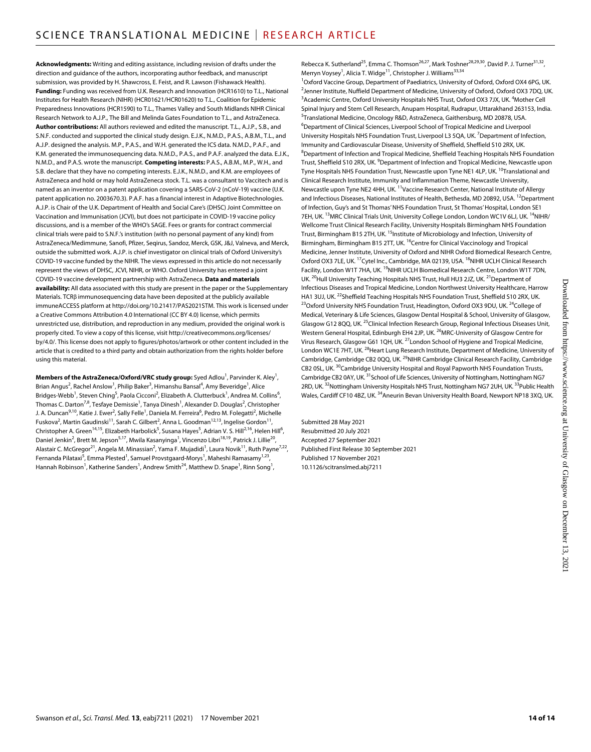**Acknowledgments:** Writing and editing assistance, including revision of drafts under the direction and guidance of the authors, incorporating author feedback, and manuscript submission, was provided by H. Shawcross, E. Feist, and R. Lawson (Fishawack Health). **Funding:** Funding was received from U.K. Research and Innovation (HCR1610) to T.L., National Institutes for Health Research (NIHR) (HCR01621/HCR01620) to T.L., Coalition for Epidemic Preparedness Innovations (HCR1590) to T.L., Thames Valley and South Midlands NIHR Clinical Research Network to A.J.P., The Bill and Melinda Gates Foundation to T.L., and AstraZeneca. **Author contributions:** All authors reviewed and edited the manuscript. T.L., A.J.P., S.B., and S.N.F. conducted and supported the clinical study design. E.J.K., N.M.D., P.A.S., A.B.M., T.L., and A.J.P. designed the analysis. M.P., P.A.S., and W.H. generated the ICS data. N.M.D., P.A.F., and K.M. generated the immunosequencing data. N.M.D., P.A.S., and P.A.F. analyzed the data. E.J.K., N.M.D., and P.A.S. wrote the manuscript. **Competing interests:** P.A.S., A.B.M., M.P., W.H., and S.B. declare that they have no competing interests. E.J.K., N.M.D., and K.M. are employees of AstraZeneca and hold or may hold AstraZeneca stock. T.L. was a consultant to Vaccitech and is named as an inventor on a patent application covering a SARS-CoV-2 (nCoV-19) vaccine (U.K. patent application no. 2003670.3). P.A.F. has a financial interest in Adaptive Biotechnologies. A.J.P. is Chair of the U.K. Department of Health and Social Care's (DHSC) Joint Committee on Vaccination and Immunisation (JCVI), but does not participate in COVID-19 vaccine policy discussions, and is a member of the WHO's SAGE. Fees or grants for contract commercial clinical trials were paid to S.N.F.'s institution (with no personal payment of any kind) from AstraZeneca/Medimmune, Sanofi, Pfizer, Seqirus, Sandoz, Merck, GSK, J&J, Valneva, and Merck, outside the submitted work. A.J.P. is chief investigator on clinical trials of Oxford University's COVID-19 vaccine funded by the NIHR. The views expressed in this article do not necessarily represent the views of DHSC, JCVI, NIHR, or WHO. Oxford University has entered a joint COVID-19 vaccine development partnership with AstraZeneca. **Data and materials availability:** All data associated with this study are present in the paper or the Supplementary Materials. TCRβ immunosequencing data have been deposited at the publicly available immuneACCESS platform at http://doi.org/10.21417/PAS2021STM. This work is licensed under a Creative Commons Attribution 4.0 International (CC BY 4.0) license, which permits unrestricted use, distribution, and reproduction in any medium, provided the original work is properly cited. To view a copy of this license, visit http://creativecommons.org/licenses/by/4.0/. This license does not apply to figures/photos/artwork or other content included in the article that is credited to a third party and obtain authorization from the rights holder before using this material.

**Members of the AstraZeneca/Oxford/VRC study group:** Syed Adlou[1], Parvinder K. Aley[1], Brian Angus[2], Rachel Anslow[1], Philip Baker[3], Himanshu Bansal[4], Amy Beveridge[1], Alice Bridges-Webb[1], Steven Ching[5], Paola Cicconi[2], Elizabeth A. Clutterbuck[1], Andrea M. Collins[6], Thomas C. Darton[7,8], Tesfaye Demissie[1], Tanya Dinesh[1], Alexander D. Douglas[2], Christopher J. A. Duncan[9,10], Katie J. Ewer[2], Sally Felle[1], Daniela M. Ferreira[6], Pedro M. Folegatti[2], Michelle Fuskova[2], Martin Gaudinski[11], Sarah C. Gilbert[2], Anna L. Goodman[12,13], Ingelise Gordon[11], Christopher A. Green[14,15], Elizabeth Harbolick[5], Susana Hayes[5], Adrian V. S. Hill[2,16], Helen Hill[6], Daniel Jenkin[2], Brett M. Jepson[5,17], Mwila Kasanyinga[1], Vincenzo Libri[18,19], Patrick J. Lillie[20], Alastair C. McGregor[21], Angela M. Minassian[2], Yama F. Mujadidi[1], Laura Novik[11], Ruth Payne[7,22], Fernanda Pilataxi[5], Emma Plested[1], Samuel Provstgaard-Morys[1], Maheshi Ramasamy[1,23], Hannah Robinson[1], Katherine Sanders[1], Andrew Smith[24], Matthew D. Snape[1], Rinn Song[1], Rebecca K. Sutherland[25], Emma C. Thomson[26,27], Mark Toshner[28,29,30], David P. J. Turner[31,32], Merryn Voysey[1], Alicia T. Widge[11], Christopher J. Williams[33,34]

[1]Oxford Vaccine Group, Department of Paediatrics, University of Oxford, Oxford OX4 6PG, UK. [2]Jenner Institute, Nuffield Department of Medicine, University of Oxford, Oxford OX3 7DQ, UK. [3]Academic Centre, Oxford University Hospitals NHS Trust, Oxford OX3 7JX, UK. [4]Mother Cell Spinal Injury and Stem Cell Research, Anupam Hospital, Rudrapur, Uttarakhand 263153, India. [5]Translational Medicine, Oncology R&D, AstraZeneca, Gaithersburg, MD 20878, USA. [6]Department of Clinical Sciences, Liverpool School of Tropical Medicine and Liverpool University Hospitals NHS Foundation Trust, Liverpool L3 5QA, UK. [7]Department of Infection, Immunity and Cardiovascular Disease, University of Sheffield, Sheffield S10 2RX, UK. [8]Department of Infection and Tropical Medicine, Sheffield Teaching Hospitals NHS Foundation Trust, Sheffield S10 2RX, UK. [9]Department of Infection and Tropical Medicine, Newcastle upon Tyne Hospitals NHS Foundation Trust, Newcastle upon Tyne NE1 4LP, UK. [10]Translational and Clinical Research Institute, Immunity and Inflammation Theme, Newcastle University, Newcastle upon Tyne NE2 4HH, UK. [11]Vaccine Research Center, National Institute of Allergy and Infectious Diseases, National Institutes of Health, Bethesda, MD 20892, USA. [12]Department of Infection, Guy's and St Thomas' NHS Foundation Trust, St Thomas' Hospital, London SE1 7EH, UK. [13]MRC Clinical Trials Unit, University College London, London WC1V 6LJ, UK. [14]NIHR/Wellcome Trust Clinical Research Facility, University Hospitals Birmingham NHS Foundation Trust, Birmingham B15 2TH, UK. [15]Institute of Microbiology and Infection, University of Birmingham, Birmingham B15 2TT, UK. [16]Centre for Clinical Vaccinology and Tropical Medicine, Jenner Institute, University of Oxford and NIHR Oxford Biomedical Research Centre, Oxford OX3 7LE, UK. [17]Cytel Inc., Cambridge, MA 02139, USA. [18]NIHR UCLH Clinical Research Facility, London W1T 7HA, UK. [19]NIHR UCLH Biomedical Research Centre, London W1T 7DN, UK. [20]Hull University Teaching Hospitals NHS Trust, Hull HU3 2JZ, UK. [21]Department of Infectious Diseases and Tropical Medicine, London Northwest University Healthcare, Harrow HA1 3UJ, UK. [22]Sheffield Teaching Hospitals NHS Foundation Trust, Sheffield S10 2RX, UK. [23]Oxford University NHS Foundation Trust, Headington, Oxford OX3 9DU, UK. [24]College of Medical, Veterinary & Life Sciences, Glasgow Dental Hospital & School, University of Glasgow, Glasgow G12 8QQ, UK. [25]Clinical Infection Research Group, Regional Infectious Diseases Unit, Western General Hospital, Edinburgh EH4 2JP, UK. [26]MRC-University of Glasgow Centre for Virus Research, Glasgow G61 1QH, UK. [27]London School of Hygiene and Tropical Medicine, London WC1E 7HT, UK. [28]Heart Lung Research Institute, Department of Medicine, University of Cambridge, Cambridge CB2 0QQ, UK. [29]NIHR Cambridge Clinical Research Facility, Cambridge CB2 0SL, UK. [30]Cambridge University Hospital and Royal Papworth NHS Foundation Trusts, Cambridge CB2 0AY, UK. [31]School of Life Sciences, University of Nottingham, Nottingham NG7 2RD, UK. [32]Nottingham University Hospitals NHS Trust, Nottingham NG7 2UH, UK. [33]Public Health Wales, Cardiff CF10 4BZ, UK. [34]Aneurin Bevan University Health Board, Newport NP18 3XQ, UK.

Submitted 28 May 2021
Resubmitted 20 July 2021
Accepted 27 September 2021
Published First Release 30 September 2021
Published 17 November 2021
10.1126/scitranslmed.abj7211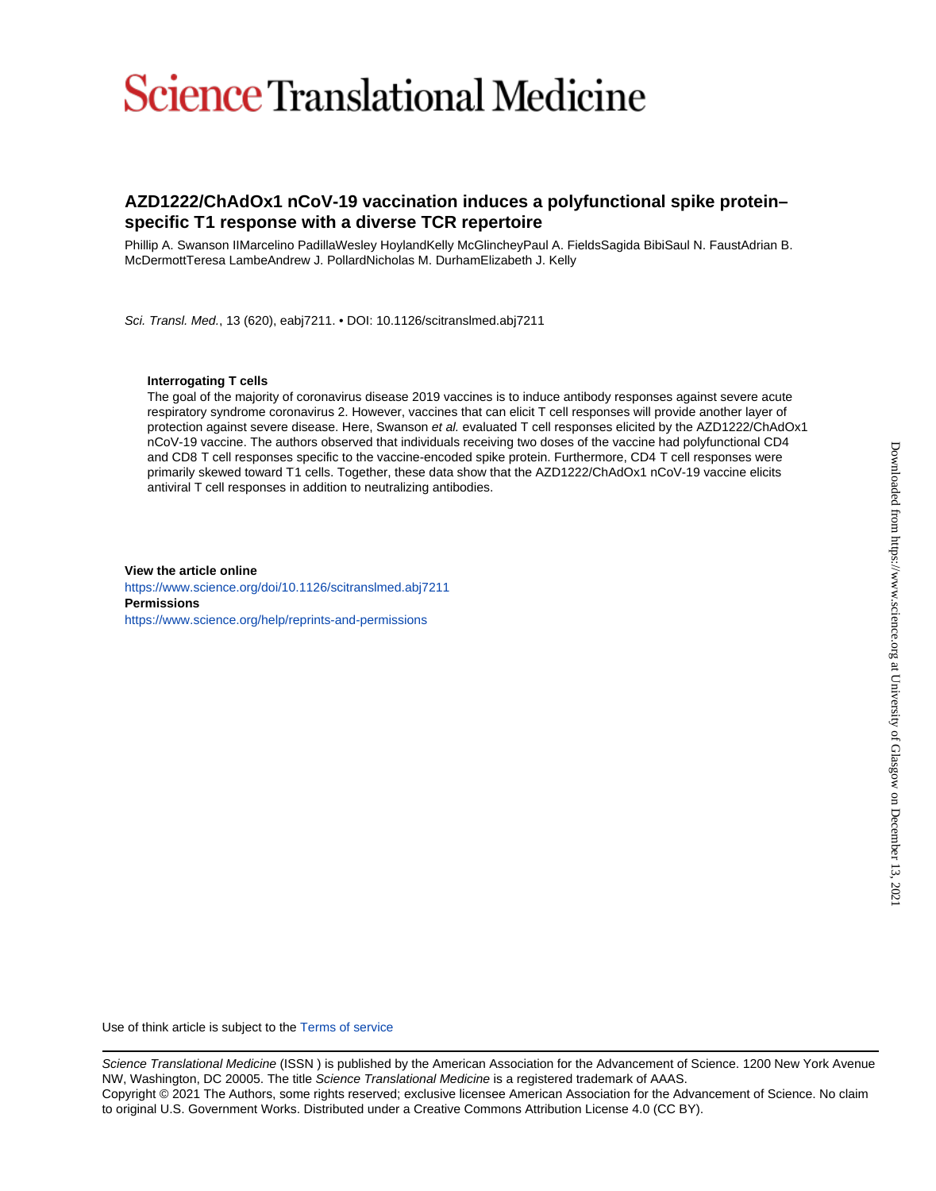# Science Translational Medicine

## AZD1222/ChAdOx1 nCoV-19 vaccination induces a polyfunctional spike protein–specific T1 response with a diverse TCR repertoire

Phillip A. Swanson IIMarcelino PadillaWesley HoylandKelly McGlincheyPaul A. FieldsSagida BibiSaul N. FaustAdrian B. McDermottTeresa LambeAndrew J. PollardNicholas M. DurhamElizabeth J. Kelly

*Sci. Transl. Med.*, 13 (620), eabj7211. • DOI: 10.1126/scitranslmed.abj7211

**Interrogating T cells**

The goal of the majority of coronavirus disease 2019 vaccines is to induce antibody responses against severe acute respiratory syndrome coronavirus 2. However, vaccines that can elicit T cell responses will provide another layer of protection against severe disease. Here, Swanson *et al.* evaluated T cell responses elicited by the AZD1222/ChAdOx1 nCoV-19 vaccine. The authors observed that individuals receiving two doses of the vaccine had polyfunctional CD4 and CD8 T cell responses specific to the vaccine-encoded spike protein. Furthermore, CD4 T cell responses were primarily skewed toward T1 cells. Together, these data show that the AZD1222/ChAdOx1 nCoV-19 vaccine elicits antiviral T cell responses in addition to neutralizing antibodies.

**View the article online**
https://www.science.org/doi/10.1126/scitranslmed.abj7211
**Permissions**
https://www.science.org/help/reprints-and-permissions

Use of think article is subject to the Terms of service

*Science Translational Medicine* (ISSN ) is published by the American Association for the Advancement of Science. 1200 New York Avenue NW, Washington, DC 20005. The title *Science Translational Medicine* is a registered trademark of AAAS.
Copyright © 2021 The Authors, some rights reserved; exclusive licensee American Association for the Advancement of Science. No claim to original U.S. Government Works. Distributed under a Creative Commons Attribution License 4.0 (CC BY).